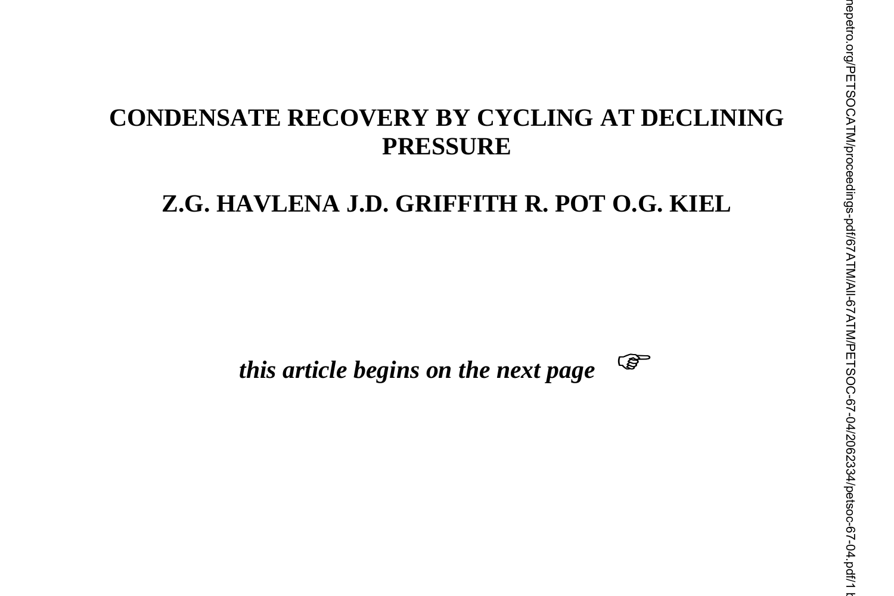# CONDENSATE RECOVERY BY CYCLING AT DECLINING PRESSURE

## Z.G. HAVLENA J.D. GRIFFITH R. POT O.G. KIEL

***this article begins on the next page*** ☞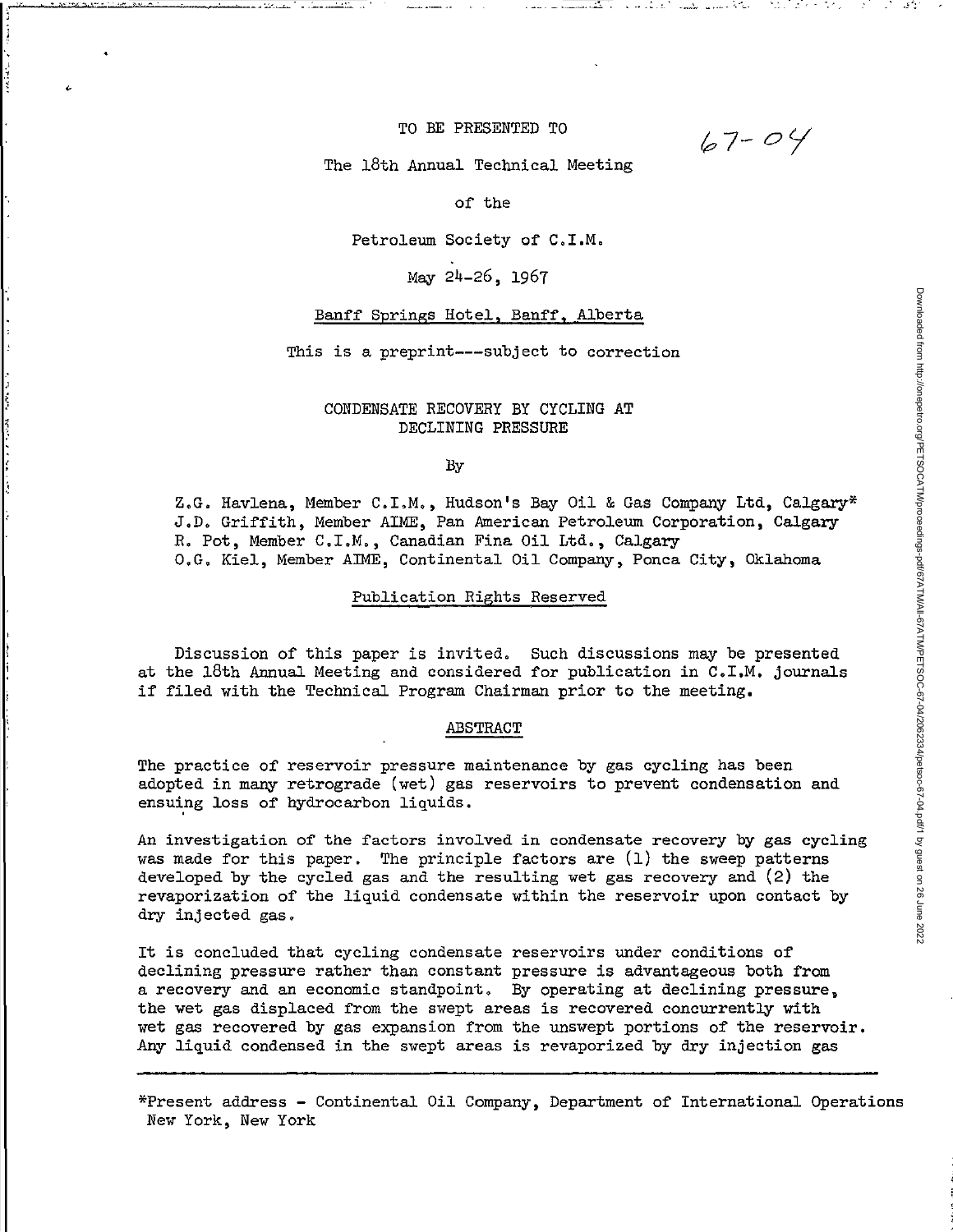TO BE PRESENTED TO

67-04

The 18th Annual Technical Meeting

of the

Petroleum Society of C.I.M.

May 24-26, 1967

Banff Springs Hotel, Banff, Alberta

This is a preprint---subject to correction

# CONDENSATE RECOVERY BY CYCLING AT DECLINING PRESSURE

By

Z.G. Havlena, Member C.I.M., Hudson's Bay Oil & Gas Company Ltd, Calgary*
J.D. Griffith, Member AIME, Pan American Petroleum Corporation, Calgary
R. Pot, Member C.I.M., Canadian Fina Oil Ltd., Calgary
O.G. Kiel, Member AIME, Continental Oil Company, Ponca City, Oklahoma

Publication Rights Reserved

Discussion of this paper is invited. Such discussions may be presented at the 18th Annual Meeting and considered for publication in C.I.M. journals if filed with the Technical Program Chairman prior to the meeting.

## ABSTRACT

The practice of reservoir pressure maintenance by gas cycling has been adopted in many retrograde (wet) gas reservoirs to prevent condensation and ensuing loss of hydrocarbon liquids.

An investigation of the factors involved in condensate recovery by gas cycling was made for this paper. The principle factors are (1) the sweep patterns developed by the cycled gas and the resulting wet gas recovery and (2) the revaporization of the liquid condensate within the reservoir upon contact by dry injected gas.

It is concluded that cycling condensate reservoirs under conditions of declining pressure rather than constant pressure is advantageous both from a recovery and an economic standpoint. By operating at declining pressure, the wet gas displaced from the swept areas is recovered concurrently with wet gas recovered by gas expansion from the unswept portions of the reservoir. Any liquid condensed in the swept areas is revaporized by dry injection gas

*Present address - Continental Oil Company, Department of International Operations New York, New York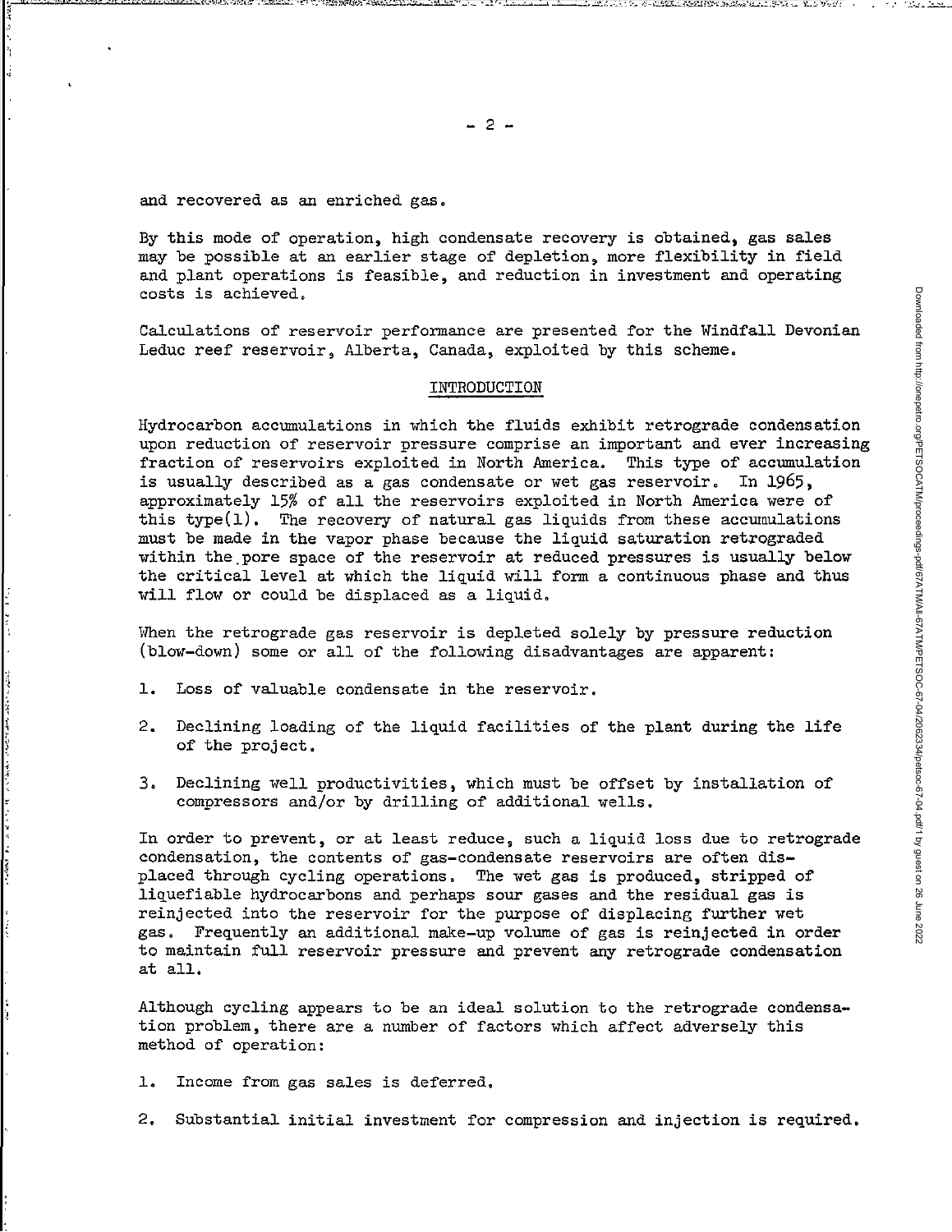and recovered as an enriched gas.

By this mode of operation, high condensate recovery is obtained, gas sales may be possible at an earlier stage of depletion, more flexibility in field and plant operations is feasible, and reduction in investment and operating costs is achieved.

Calculations of reservoir performance are presented for the Windfall Devonian Leduc reef reservoir, Alberta, Canada, exploited by this scheme.

## INTRODUCTION

Hydrocarbon accumulations in which the fluids exhibit retrograde condensation upon reduction of reservoir pressure comprise an important and ever increasing fraction of reservoirs exploited in North America. This type of accumulation is usually described as a gas condensate or wet gas reservoir. In 1965, approximately 15% of all the reservoirs exploited in North America were of this type(1). The recovery of natural gas liquids from these accumulations must be made in the vapor phase because the liquid saturation retrograded within the pore space of the reservoir at reduced pressures is usually below the critical level at which the liquid will form a continuous phase and thus will flow or could be displaced as a liquid.

When the retrograde gas reservoir is depleted solely by pressure reduction (blow-down) some or all of the following disadvantages are apparent:

1. Loss of valuable condensate in the reservoir.
2. Declining loading of the liquid facilities of the plant during the life of the project.
3. Declining well productivities, which must be offset by installation of compressors and/or by drilling of additional wells.

In order to prevent, or at least reduce, such a liquid loss due to retrograde condensation, the contents of gas-condensate reservoirs are often displaced through cycling operations. The wet gas is produced, stripped of liquefiable hydrocarbons and perhaps sour gases and the residual gas is reinjected into the reservoir for the purpose of displacing further wet gas. Frequently an additional make-up volume of gas is reinjected in order to maintain full reservoir pressure and prevent any retrograde condensation at all.

Although cycling appears to be an ideal solution to the retrograde condensation problem, there are a number of factors which affect adversely this method of operation:

1. Income from gas sales is deferred.
2. Substantial initial investment for compression and injection is required.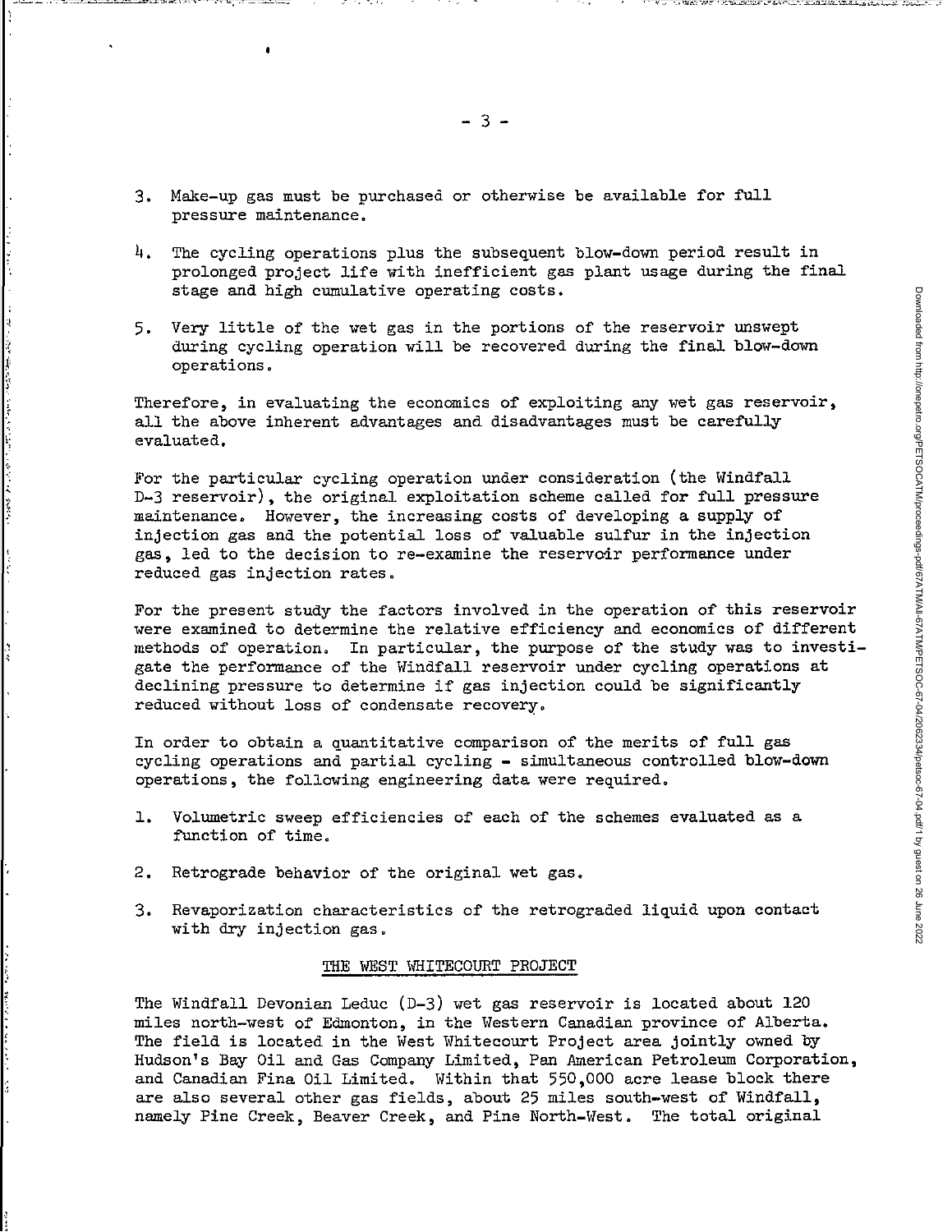3. Make-up gas must be purchased or otherwise be available for full pressure maintenance.

4. The cycling operations plus the subsequent blow-down period result in prolonged project life with inefficient gas plant usage during the final stage and high cumulative operating costs.

5. Very little of the wet gas in the portions of the reservoir unswept during cycling operation will be recovered during the final blow-down operations.

Therefore, in evaluating the economics of exploiting any wet gas reservoir, all the above inherent advantages and disadvantages must be carefully evaluated.

For the particular cycling operation under consideration (the Windfall D-3 reservoir), the original exploitation scheme called for full pressure maintenance. However, the increasing costs of developing a supply of injection gas and the potential loss of valuable sulfur in the injection gas, led to the decision to re-examine the reservoir performance under reduced gas injection rates.

For the present study the factors involved in the operation of this reservoir were examined to determine the relative efficiency and economics of different methods of operation. In particular, the purpose of the study was to investigate the performance of the Windfall reservoir under cycling operations at declining pressure to determine if gas injection could be significantly reduced without loss of condensate recovery.

In order to obtain a quantitative comparison of the merits of full gas cycling operations and partial cycling - simultaneous controlled blow-down operations, the following engineering data were required.

1. Volumetric sweep efficiencies of each of the schemes evaluated as a function of time.

2. Retrograde behavior of the original wet gas.

3. Revaporization characteristics of the retrograded liquid upon contact with dry injection gas.

## THE WEST WHITECOURT PROJECT

The Windfall Devonian Leduc (D-3) wet gas reservoir is located about 120 miles north-west of Edmonton, in the Western Canadian province of Alberta. The field is located in the West Whitecourt Project area jointly owned by Hudson's Bay Oil and Gas Company Limited, Pan American Petroleum Corporation, and Canadian Fina Oil Limited. Within that 550,000 acre lease block there are also several other gas fields, about 25 miles south-west of Windfall, namely Pine Creek, Beaver Creek, and Pine North-West. The total original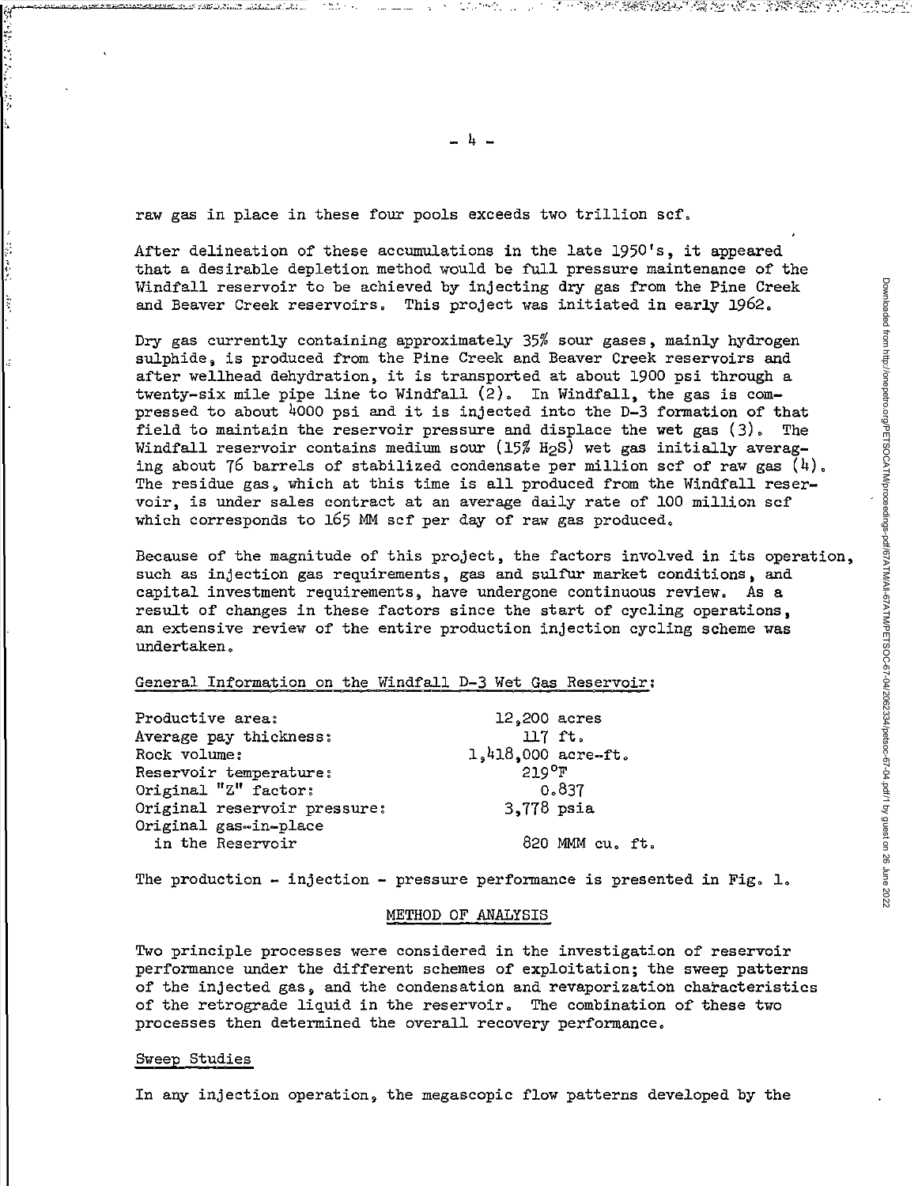raw gas in place in these four pools exceeds two trillion scf.

After delineation of these accumulations in the late 1950's, it appeared that a desirable depletion method would be full pressure maintenance of the Windfall reservoir to be achieved by injecting dry gas from the Pine Creek and Beaver Creek reservoirs. This project was initiated in early 1962.

Dry gas currently containing approximately 35% sour gases, mainly hydrogen sulphide, is produced from the Pine Creek and Beaver Creek reservoirs and after wellhead dehydration, it is transported at about 1900 psi through a twenty-six mile pipe line to Windfall (2). In Windfall, the gas is compressed to about 4000 psi and it is injected into the D-3 formation of that field to maintain the reservoir pressure and displace the wet gas (3). The Windfall reservoir contains medium sour (15% $H_2S$) wet gas initially averaging about 76 barrels of stabilized condensate per million scf of raw gas (4). The residue gas, which at this time is all produced from the Windfall reservoir, is under sales contract at an average daily rate of 100 million scf which corresponds to 165 MM scf per day of raw gas produced.

Because of the magnitude of this project, the factors involved in its operation, such as injection gas requirements, gas and sulfur market conditions, and capital investment requirements, have undergone continuous review. As a result of changes in these factors since the start of cycling operations, an extensive review of the entire production injection cycling scheme was undertaken.

General Information on the Windfall D-3 Wet Gas Reservoir:

| | |
|---|---|
| Productive area: | 12,200 acres |
| Average pay thickness: | 117 ft. |
| Rock volume: | 1,418,000 acre-ft. |
| Reservoir temperature: | 219°F |
| Original "Z" factor: | 0.837 |
| Original reservoir pressure: | 3,778 psia |
| Original gas-in-place in the Reservoir | 820 MMM cu. ft. |

The production - injection - pressure performance is presented in Fig. 1.

## METHOD OF ANALYSIS

Two principle processes were considered in the investigation of reservoir performance under the different schemes of exploitation; the sweep patterns of the injected gas, and the condensation and revaporization characteristics of the retrograde liquid in the reservoir. The combination of these two processes then determined the overall recovery performance.

### Sweep Studies

In any injection operation, the megascopic flow patterns developed by the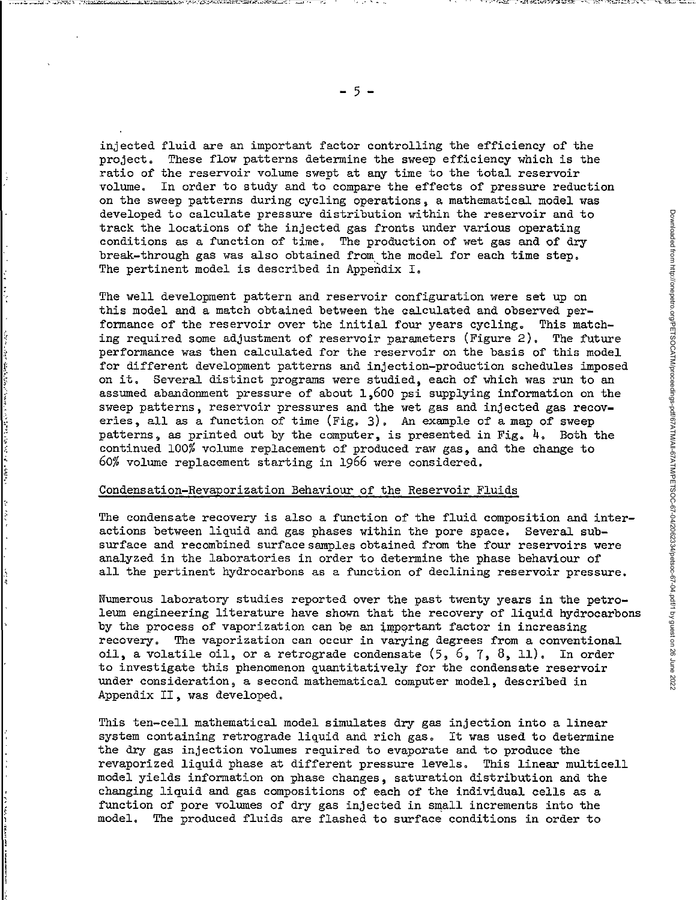injected fluid are an important factor controlling the efficiency of the project. These flow patterns determine the sweep efficiency which is the ratio of the reservoir volume swept at any time to the total reservoir volume. In order to study and to compare the effects of pressure reduction on the sweep patterns during cycling operations, a mathematical model was developed to calculate pressure distribution within the reservoir and to track the locations of the injected gas fronts under various operating conditions as a function of time. The production of wet gas and of dry break-through gas was also obtained from the model for each time step. The pertinent model is described in Appendix I.

The well development pattern and reservoir configuration were set up on this model and a match obtained between the calculated and observed performance of the reservoir over the initial four years cycling. This matching required some adjustment of reservoir parameters (Figure 2). The future performance was then calculated for the reservoir on the basis of this model for different development patterns and injection-production schedules imposed on it. Several distinct programs were studied, each of which was run to an assumed abandonment pressure of about 1,600 psi supplying information on the sweep patterns, reservoir pressures and the wet gas and injected gas recoveries, all as a function of time (Fig. 3). An example of a map of sweep patterns, as printed out by the computer, is presented in Fig. 4. Both the continued 100% volume replacement of produced raw gas, and the change to 60% volume replacement starting in 1966 were considered.

## Condensation-Revaporization Behaviour of the Reservoir Fluids

The condensate recovery is also a function of the fluid composition and interactions between liquid and gas phases within the pore space. Several subsurface and recombined surface samples obtained from the four reservoirs were analyzed in the laboratories in order to determine the phase behaviour of all the pertinent hydrocarbons as a function of declining reservoir pressure.

Numerous laboratory studies reported over the past twenty years in the petroleum engineering literature have shown that the recovery of liquid hydrocarbons by the process of vaporization can be an important factor in increasing recovery. The vaporization can occur in varying degrees from a conventional oil, a volatile oil, or a retrograde condensate (5, 6, 7, 8, 11). In order to investigate this phenomenon quantitatively for the condensate reservoir under consideration, a second mathematical computer model, described in Appendix II, was developed.

This ten-cell mathematical model simulates dry gas injection into a linear system containing retrograde liquid and rich gas. It was used to determine the dry gas injection volumes required to evaporate and to produce the revaporized liquid phase at different pressure levels. This linear multicell model yields information on phase changes, saturation distribution and the changing liquid and gas compositions of each of the individual cells as a function of pore volumes of dry gas injected in small increments into the model. The produced fluids are flashed to surface conditions in order to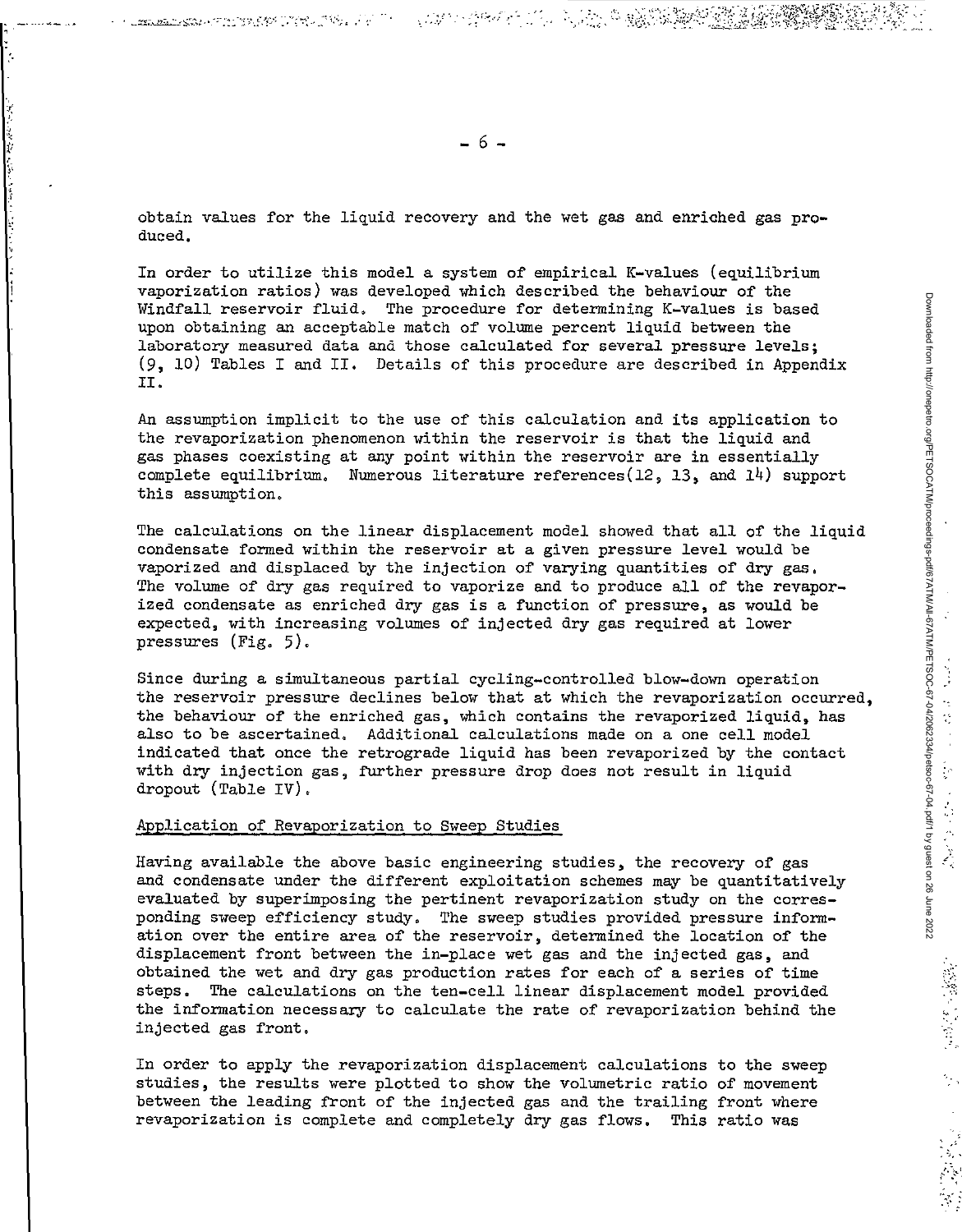obtain values for the liquid recovery and the wet gas and enriched gas produced.

In order to utilize this model a system of empirical K-values (equilibrium vaporization ratios) was developed which described the behaviour of the Windfall reservoir fluid. The procedure for determining K-values is based upon obtaining an acceptable match of volume percent liquid between the laboratory measured data and those calculated for several pressure levels; (9, 10) Tables I and II. Details of this procedure are described in Appendix II.

An assumption implicit to the use of this calculation and its application to the revaporization phenomenon within the reservoir is that the liquid and gas phases coexisting at any point within the reservoir are in essentially complete equilibrium. Numerous literature references(12, 13, and 14) support this assumption.

The calculations on the linear displacement model showed that all of the liquid condensate formed within the reservoir at a given pressure level would be vaporized and displaced by the injection of varying quantities of dry gas. The volume of dry gas required to vaporize and to produce all of the revaporized condensate as enriched dry gas is a function of pressure, as would be expected, with increasing volumes of injected dry gas required at lower pressures (Fig. 5).

Since during a simultaneous partial cycling-controlled blow-down operation the reservoir pressure declines below that at which the revaporization occurred, the behaviour of the enriched gas, which contains the revaporized liquid, has also to be ascertained. Additional calculations made on a one cell model indicated that once the retrograde liquid has been revaporized by the contact with dry injection gas, further pressure drop does not result in liquid dropout (Table IV).

## Application of Revaporization to Sweep Studies

Having available the above basic engineering studies, the recovery of gas and condensate under the different exploitation schemes may be quantitatively evaluated by superimposing the pertinent revaporization study on the corresponding sweep efficiency study. The sweep studies provided pressure information over the entire area of the reservoir, determined the location of the displacement front between the in-place wet gas and the injected gas, and obtained the wet and dry gas production rates for each of a series of time steps. The calculations on the ten-cell linear displacement model provided the information necessary to calculate the rate of revaporization behind the injected gas front.

In order to apply the revaporization displacement calculations to the sweep studies, the results were plotted to show the volumetric ratio of movement between the leading front of the injected gas and the trailing front where revaporization is complete and completely dry gas flows. This ratio was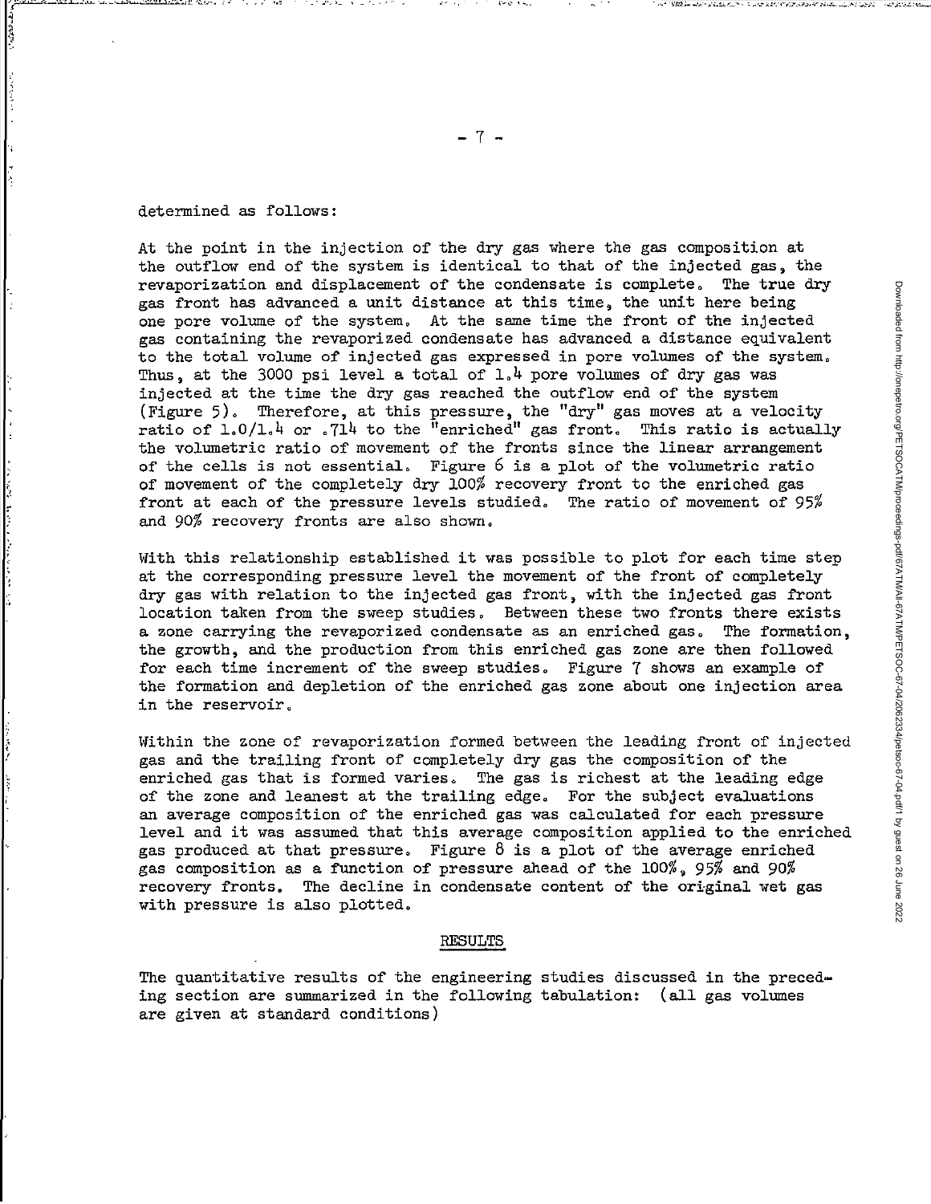determined as follows:

At the point in the injection of the dry gas where the gas composition at the outflow end of the system is identical to that of the injected gas, the revaporization and displacement of the condensate is complete. The true dry gas front has advanced a unit distance at this time, the unit here being one pore volume of the system. At the same time the front of the injected gas containing the revaporized condensate has advanced a distance equivalent to the total volume of injected gas expressed in pore volumes of the system. Thus, at the 3000 psi level a total of 1.4 pore volumes of dry gas was injected at the time the dry gas reached the outflow end of the system (Figure 5). Therefore, at this pressure, the "dry" gas moves at a velocity ratio of 1.0/1.4 or .714 to the "enriched" gas front. This ratio is actually the volumetric ratio of movement of the fronts since the linear arrangement of the cells is not essential. Figure 6 is a plot of the volumetric ratio of movement of the completely dry 100% recovery front to the enriched gas front at each of the pressure levels studied. The ratio of movement of 95% and 90% recovery fronts are also shown.

With this relationship established it was possible to plot for each time step at the corresponding pressure level the movement of the front of completely dry gas with relation to the injected gas front, with the injected gas front location taken from the sweep studies. Between these two fronts there exists a zone carrying the revaporized condensate as an enriched gas. The formation, the growth, and the production from this enriched gas zone are then followed for each time increment of the sweep studies. Figure 7 shows an example of the formation and depletion of the enriched gas zone about one injection area in the reservoir.

Within the zone of revaporization formed between the leading front of injected gas and the trailing front of completely dry gas the composition of the enriched gas that is formed varies. The gas is richest at the leading edge of the zone and leanest at the trailing edge. For the subject evaluations an average composition of the enriched gas was calculated for each pressure level and it was assumed that this average composition applied to the enriched gas produced at that pressure. Figure 8 is a plot of the average enriched gas composition as a function of pressure ahead of the 100%, 95% and 90% recovery fronts. The decline in condensate content of the original wet gas with pressure is also plotted.

## RESULTS

The quantitative results of the engineering studies discussed in the preceding section are summarized in the following tabulation: (all gas volumes are given at standard conditions)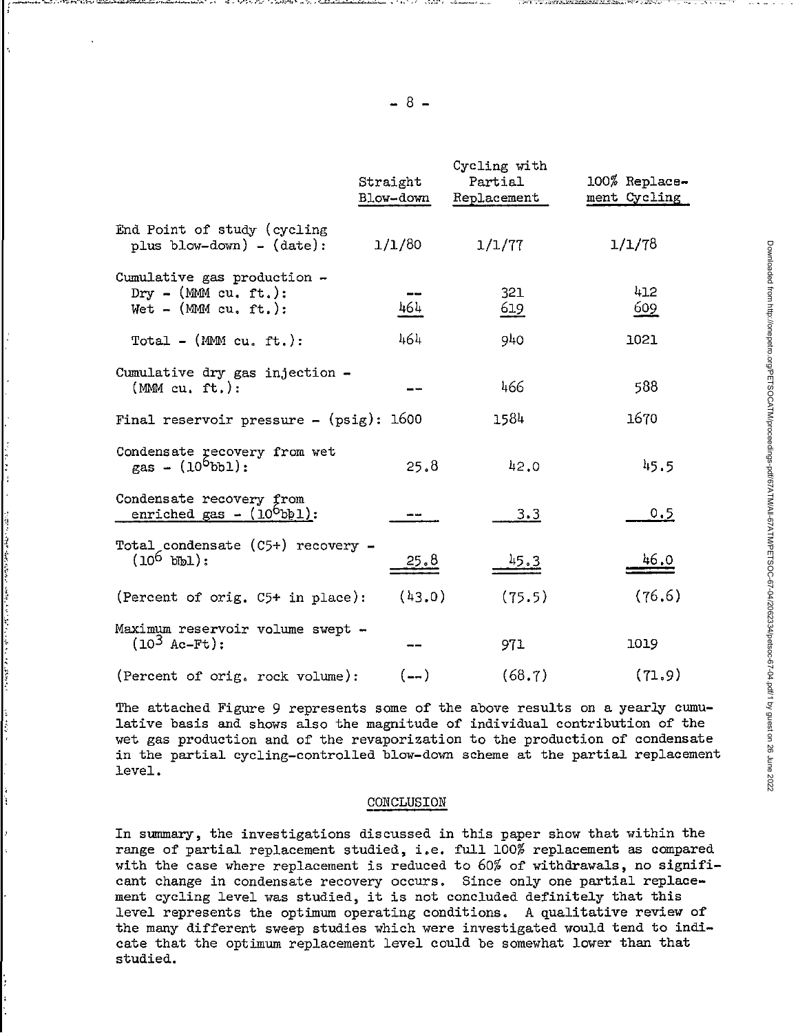| | Straight Blow-down | Cycling with Partial Replacement | 100% Replacement Cycling |
|---|---|---|---|
| End Point of study (cycling plus blow-down) - (date): | 1/1/80 | 1/1/77 | 1/1/78 |
| Cumulative gas production - | | | |
| Dry - (MMM cu. ft.): | -- | 321 | 412 |
| Wet - (MMM cu. ft.): | 464 | 619 | 609 |
| Total - (MMM cu. ft.): | 464 | 940 | 1021 |
| Cumulative dry gas injection - (MMM cu. ft.): | -- | 466 | 588 |
| Final reservoir pressure - (psig): | 1600 | 1584 | 1670 |
| Condensate recovery from wet gas - ($10^6$ bbl): | 25.8 | 42.0 | 45.5 |
| Condensate recovery from enriched gas - ($10^6$ bbl): | -- | 3.3 | 0.5 |
| Total condensate (C5+) recovery - ($10^6$ bbl): | 25.8 | 45.3 | 46.0 |
| (Percent of orig. C5+ in place): | (43.0) | (75.5) | (76.6) |
| Maximum reservoir volume swept - ($10^3$ Ac-Ft): | -- | 971 | 1019 |
| (Percent of orig. rock volume): | (--) | (68.7) | (71.9) |

The attached Figure 9 represents some of the above results on a yearly cumulative basis and shows also the magnitude of individual contribution of the wet gas production and of the revaporization to the production of condensate in the partial cycling-controlled blow-down scheme at the partial replacement level.

## CONCLUSION

In summary, the investigations discussed in this paper show that within the range of partial replacement studied, i.e. full 100% replacement as compared with the case where replacement is reduced to 60% of withdrawals, no significant change in condensate recovery occurs. Since only one partial replacement cycling level was studied, it is not concluded definitely that this level represents the optimum operating conditions. A qualitative review of the many different sweep studies which were investigated would tend to indicate that the optimum replacement level could be somewhat lower than that studied.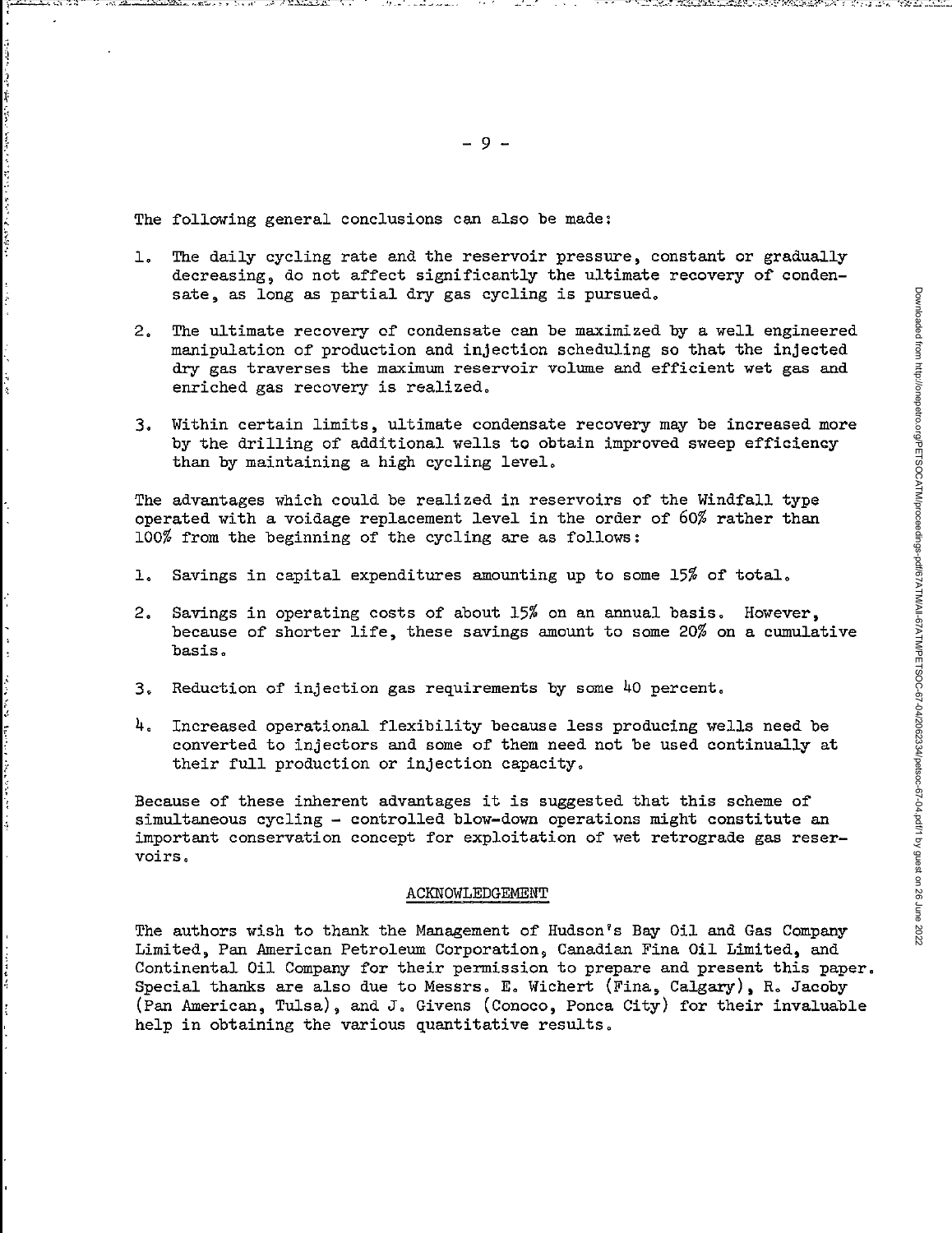The following general conclusions can also be made:

1. The daily cycling rate and the reservoir pressure, constant or gradually decreasing, do not affect significantly the ultimate recovery of condensate, as long as partial dry gas cycling is pursued.

2. The ultimate recovery of condensate can be maximized by a well engineered manipulation of production and injection scheduling so that the injected dry gas traverses the maximum reservoir volume and efficient wet gas and enriched gas recovery is realized.

3. Within certain limits, ultimate condensate recovery may be increased more by the drilling of additional wells to obtain improved sweep efficiency than by maintaining a high cycling level.

The advantages which could be realized in reservoirs of the Windfall type operated with a voidage replacement level in the order of 60% rather than 100% from the beginning of the cycling are as follows:

1. Savings in capital expenditures amounting up to some 15% of total.

2. Savings in operating costs of about 15% on an annual basis. However, because of shorter life, these savings amount to some 20% on a cumulative basis.

3. Reduction of injection gas requirements by some 40 percent.

4. Increased operational flexibility because less producing wells need be converted to injectors and some of them need not be used continually at their full production or injection capacity.

Because of these inherent advantages it is suggested that this scheme of simultaneous cycling - controlled blow-down operations might constitute an important conservation concept for exploitation of wet retrograde gas reservoirs.

## ACKNOWLEDGEMENT

The authors wish to thank the Management of Hudson's Bay Oil and Gas Company Limited, Pan American Petroleum Corporation, Canadian Fina Oil Limited, and Continental Oil Company for their permission to prepare and present this paper. Special thanks are also due to Messrs. E. Wichert (Fina, Calgary), R. Jacoby (Pan American, Tulsa), and J. Givens (Conoco, Ponca City) for their invaluable help in obtaining the various quantitative results.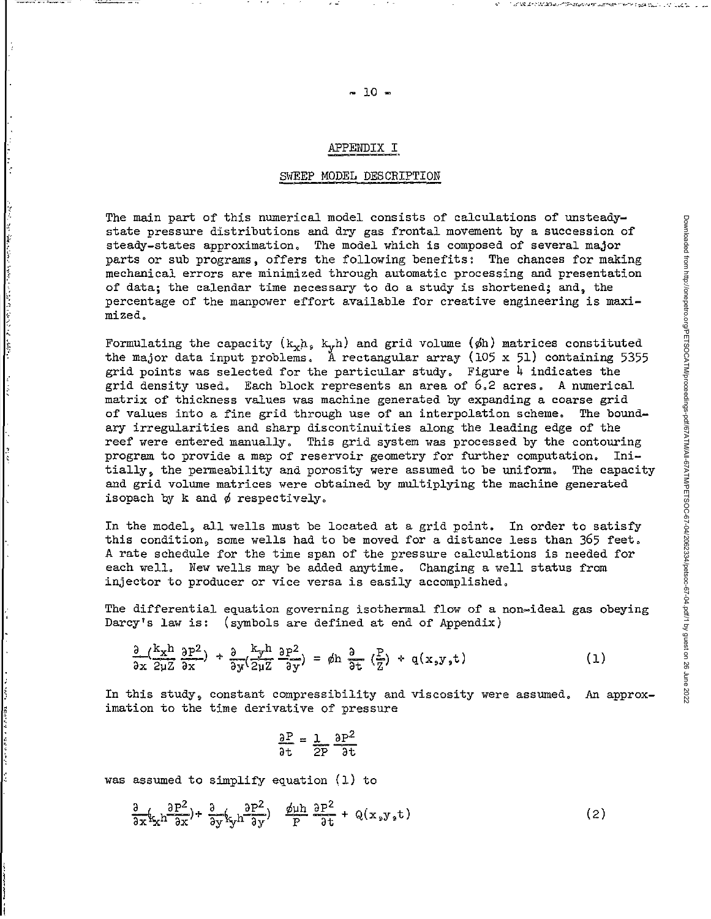## APPENDIX I

### SWEEP MODEL DESCRIPTION

The main part of this numerical model consists of calculations of unsteady-state pressure distributions and dry gas frontal movement by a succession of steady-states approximation. The model which is composed of several major parts or sub programs, offers the following benefits: The chances for making mechanical errors are minimized through automatic processing and presentation of data; the calendar time necessary to do a study is shortened; and, the percentage of the manpower effort available for creative engineering is maximized.

Formulating the capacity ($k_x h$, $k_y h$) and grid volume ($\phi h$) matrices constituted the major data input problems. A rectangular array (105 x 51) containing 5355 grid points was selected for the particular study. Figure 4 indicates the grid density used. Each block represents an area of 6.2 acres. A numerical matrix of thickness values was machine generated by expanding a coarse grid of values into a fine grid through use of an interpolation scheme. The boundary irregularities and sharp discontinuities along the leading edge of the reef were entered manually. This grid system was processed by the contouring program to provide a map of reservoir geometry for further computation. Initially, the permeability and porosity were assumed to be uniform. The capacity and grid volume matrices were obtained by multiplying the machine generated isopach by k and $\phi$ respectively.

In the model, all wells must be located at a grid point. In order to satisfy this condition, some wells had to be moved for a distance less than 365 feet. A rate schedule for the time span of the pressure calculations is needed for each well. New wells may be added anytime. Changing a well status from injector to producer or vice versa is easily accomplished.

The differential equation governing isothermal flow of a non-ideal gas obeying Darcy's law is: (symbols are defined at end of Appendix)

$$\frac{\partial}{\partial x}\left(\frac{k_x h}{2\mu Z}\frac{\partial P^2}{\partial x}\right) + \frac{\partial}{\partial y}\left(\frac{k_y h}{2\mu Z}\frac{\partial P^2}{\partial y}\right) = \phi h \frac{\partial}{\partial t}\left(\frac{P}{Z}\right) + q(x,y,t) \tag{1}$$

In this study, constant compressibility and viscosity were assumed. An approximation to the time derivative of pressure

$$\frac{\partial P}{\partial t} = \frac{1}{2P}\frac{\partial P^2}{\partial t}$$

was assumed to simplify equation (1) to

$$\frac{\partial}{\partial x}\left(k_x h\frac{\partial P^2}{\partial x}\right) + \frac{\partial}{\partial y}\left(k_y h\frac{\partial P^2}{\partial y}\right) \quad \frac{\phi\mu h}{P}\frac{\partial P^2}{\partial t} + Q(x,y,t) \tag{2}$$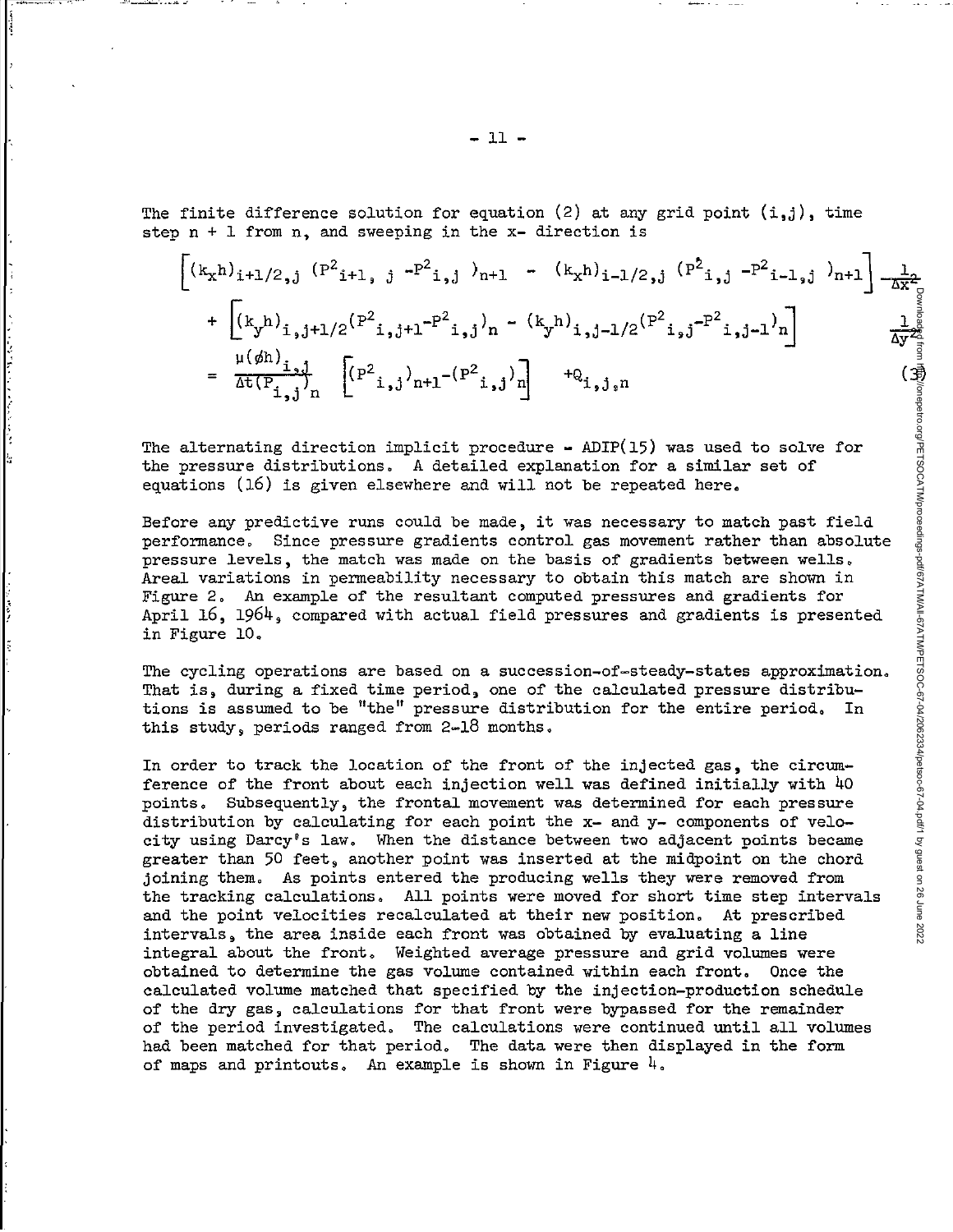The finite difference solution for equation (2) at any grid point (i,j), time step n + 1 from n, and sweeping in the x- direction is

$$
\left[(k_x h)_{i+1/2,j}\left(P^2_{i+1,j}-P^2_{i,j}\right)_{n+1} - (k_x h)_{i-1/2,j}\left(P^2_{i,j}-P^2_{i-1,j}\right)_{n+1}\right]\frac{1}{\Delta x^2}
$$
$$
+\left[(k_y h)_{i,j+1/2}\left(P^2_{i,j+1}-P^2_{i,j}\right)_n - (k_y h)_{i,j-1/2}\left(P^2_{i,j}-P^2_{i,j-1}\right)_n\right]\frac{1}{\Delta y^2}
$$
$$
= \frac{\mu(\phi h)_{i,j}}{\Delta t (P_{i,j})_n}\left[(P^2_{i,j})_{n+1}-(P^2_{i,j})_n\right] + Q_{i,j,n} \qquad (3)
$$

The alternating direction implicit procedure - ADIP(15) was used to solve for the pressure distributions. A detailed explanation for a similar set of equations (16) is given elsewhere and will not be repeated here.

Before any predictive runs could be made, it was necessary to match past field performance. Since pressure gradients control gas movement rather than absolute pressure levels, the match was made on the basis of gradients between wells. Areal variations in permeability necessary to obtain this match are shown in Figure 2. An example of the resultant computed pressures and gradients for April 16, 1964, compared with actual field pressures and gradients is presented in Figure 10.

The cycling operations are based on a succession-of-steady-states approximation. That is, during a fixed time period, one of the calculated pressure distributions is assumed to be "the" pressure distribution for the entire period. In this study, periods ranged from 2-18 months.

In order to track the location of the front of the injected gas, the circumference of the front about each injection well was defined initially with 40 points. Subsequently, the frontal movement was determined for each pressure distribution by calculating for each point the x- and y- components of velocity using Darcy's law. When the distance between two adjacent points became greater than 50 feet, another point was inserted at the midpoint on the chord joining them. As points entered the producing wells they were removed from the tracking calculations. All points were moved for short time step intervals and the point velocities recalculated at their new position. At prescribed intervals, the area inside each front was obtained by evaluating a line integral about the front. Weighted average pressure and grid volumes were obtained to determine the gas volume contained within each front. Once the calculated volume matched that specified by the injection-production schedule of the dry gas, calculations for that front were bypassed for the remainder of the period investigated. The calculations were continued until all volumes had been matched for that period. The data were then displayed in the form of maps and printouts. An example is shown in Figure 4.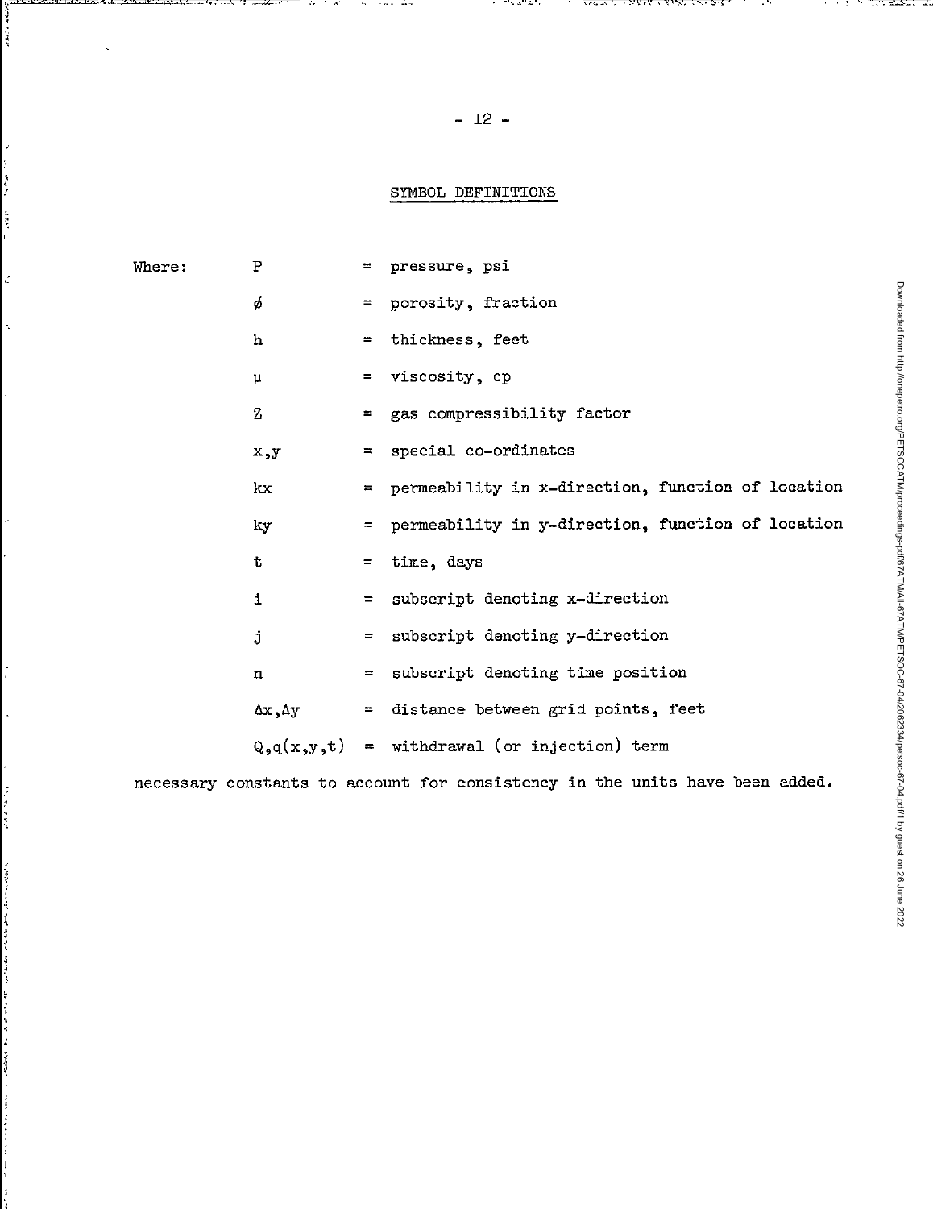## SYMBOL DEFINITIONS

Where:

| | | |
|---|---|---|
| $P$ | = | pressure, psi |
| $\phi$ | = | porosity, fraction |
| $h$ | = | thickness, feet |
| $\mu$ | = | viscosity, cp |
| $Z$ | = | gas compressibility factor |
| $x,y$ | = | special co-ordinates |
| $kx$ | = | permeability in x-direction, function of location |
| $ky$ | = | permeability in y-direction, function of location |
| $t$ | = | time, days |
| $i$ | = | subscript denoting x-direction |
| $j$ | = | subscript denoting y-direction |
| $n$ | = | subscript denoting time position |
| $\Delta x, \Delta y$ | = | distance between grid points, feet |
| $Q, q(x,y,t)$ | = | withdrawal (or injection) term |

necessary constants to account for consistency in the units have been added.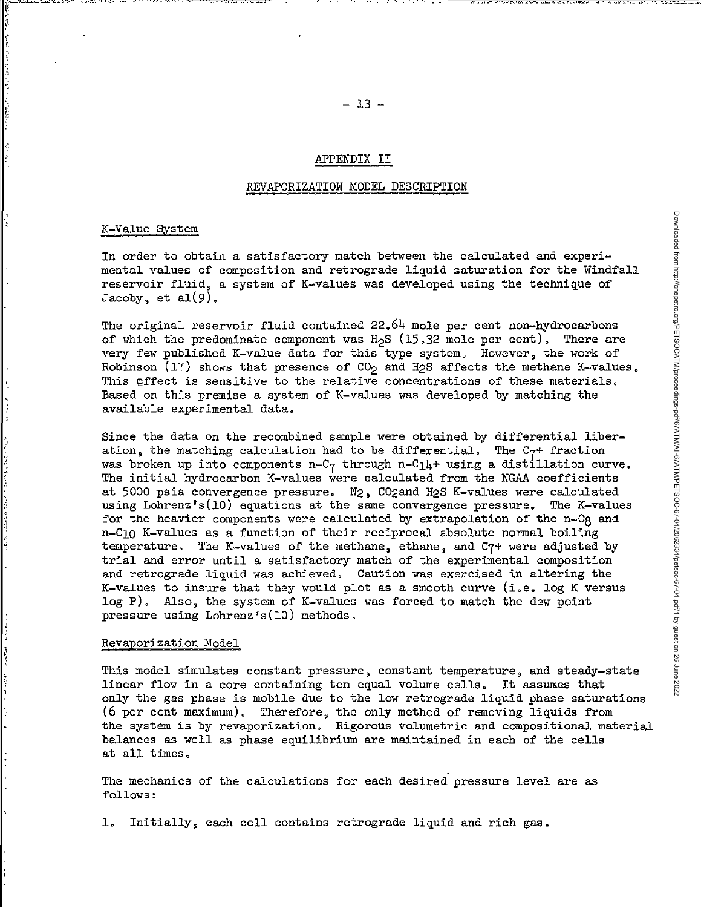## APPENDIX II

## REVAPORIZATION MODEL DESCRIPTION

### K-Value System

In order to obtain a satisfactory match between the calculated and experimental values of composition and retrograde liquid saturation for the Windfall reservoir fluid, a system of K-values was developed using the technique of Jacoby, et al(9).

The original reservoir fluid contained 22.64 mole per cent non-hydrocarbons of which the predominate component was $H_2S$ (15.32 mole per cent). There are very few published K-value data for this type system. However, the work of Robinson (17) shows that presence of $CO_2$ and $H_2S$ affects the methane K-values. This effect is sensitive to the relative concentrations of these materials. Based on this premise a system of K-values was developed by matching the available experimental data.

Since the data on the recombined sample were obtained by differential liberation, the matching calculation had to be differential. The $C_7$+ fraction was broken up into components n-$C_7$ through n-$C_{14}$+ using a distillation curve. The initial hydrocarbon K-values were calculated from the NGAA coefficients at 5000 psia convergence pressure. $N_2$, $CO_2$ and $H_2S$ K-values were calculated using Lohrenz's(10) equations at the same convergence pressure. The K-values for the heavier components were calculated by extrapolation of the n-$C_8$ and n-$C_{10}$ K-values as a function of their reciprocal absolute normal boiling temperature. The K-values of the methane, ethane, and $C_7$+ were adjusted by trial and error until a satisfactory match of the experimental composition and retrograde liquid was achieved. Caution was exercised in altering the K-values to insure that they would plot as a smooth curve (i.e. log K versus log P). Also, the system of K-values was forced to match the dew point pressure using Lohrenz's(10) methods.

### Revaporization Model

This model simulates constant pressure, constant temperature, and steady-state linear flow in a core containing ten equal volume cells. It assumes that only the gas phase is mobile due to the low retrograde liquid phase saturations (6 per cent maximum). Therefore, the only method of removing liquids from the system is by revaporization. Rigorous volumetric and compositional material balances as well as phase equilibrium are maintained in each of the cells at all times.

The mechanics of the calculations for each desired pressure level are as follows:

1. Initially, each cell contains retrograde liquid and rich gas.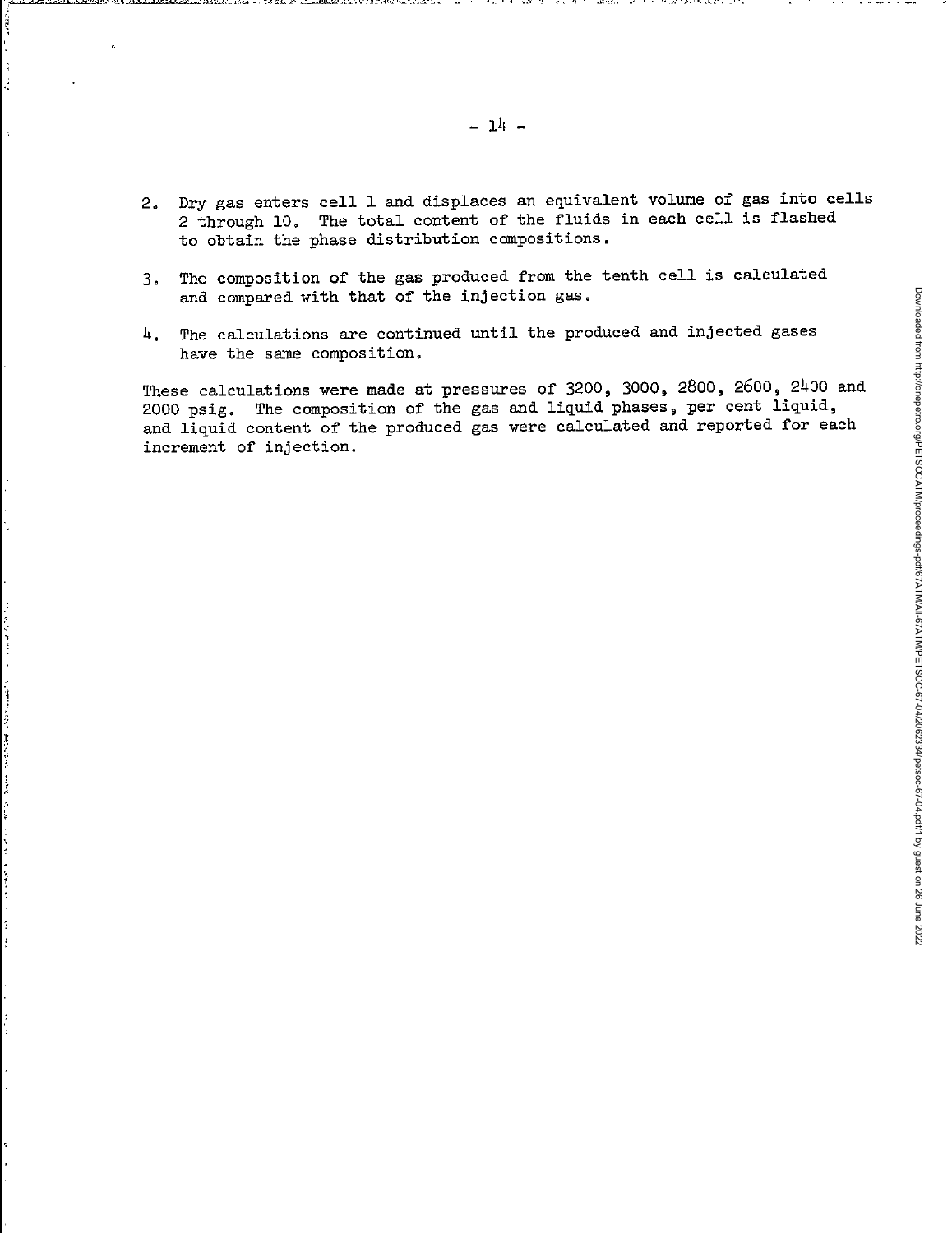2. Dry gas enters cell 1 and displaces an equivalent volume of gas into cells 2 through 10. The total content of the fluids in each cell is flashed to obtain the phase distribution compositions.

3. The composition of the gas produced from the tenth cell is calculated and compared with that of the injection gas.

4. The calculations are continued until the produced and injected gases have the same composition.

These calculations were made at pressures of 3200, 3000, 2800, 2600, 2400 and 2000 psig. The composition of the gas and liquid phases, per cent liquid, and liquid content of the produced gas were calculated and reported for each increment of injection.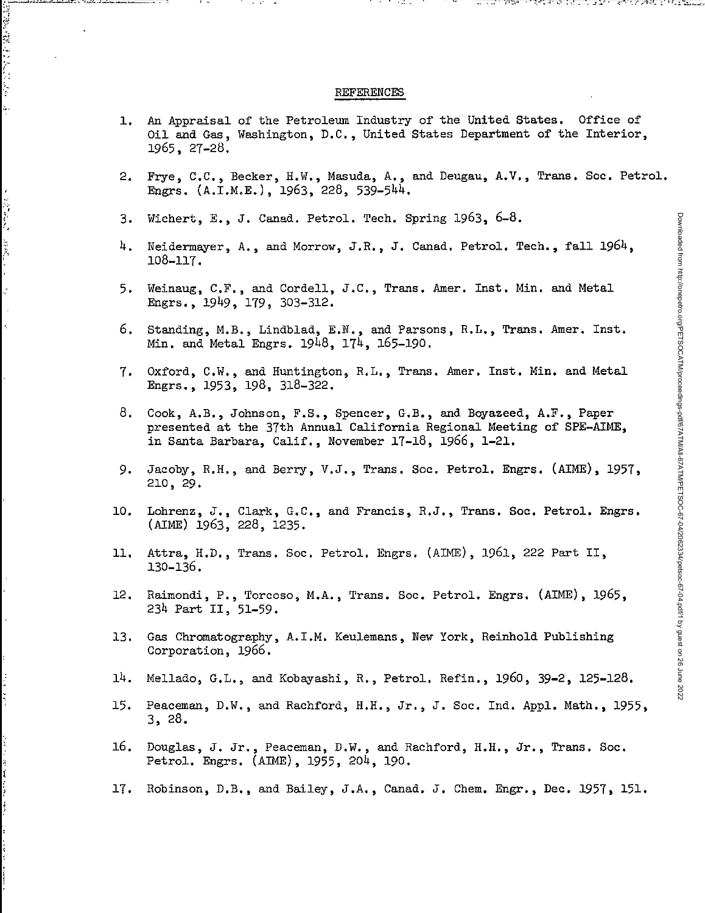## REFERENCES

1. An Appraisal of the Petroleum Industry of the United States. Office of Oil and Gas, Washington, D.C., United States Department of the Interior, 1965, 27-28.

2. Frye, C.C., Becker, H.W., Masuda, A., and Deugau, A.V., Trans. Soc. Petrol. Engrs. (A.I.M.E.), 1963, 228, 539-544.

3. Wichert, E., J. Canad. Petrol. Tech. Spring 1963, 6-8.

4. Neidermayer, A., and Morrow, J.R., J. Canad. Petrol. Tech., fall 1964, 108-117.

5. Weinaug, C.F., and Cordell, J.C., Trans. Amer. Inst. Min. and Metal Engrs., 1949, 179, 303-312.

6. Standing, M.B., Lindblad, E.N., and Parsons, R.L., Trans. Amer. Inst. Min. and Metal Engrs. 1948, 174, 165-190.

7. Oxford, C.W., and Huntington, R.L., Trans. Amer. Inst. Min. and Metal Engrs., 1953, 198, 318-322.

8. Cook, A.B., Johnson, F.S., Spencer, G.B., and Boyazeed, A.F., Paper presented at the 37th Annual California Regional Meeting of SPE-AIME, in Santa Barbara, Calif., November 17-18, 1966, 1-21.

9. Jacoby, R.H., and Berry, V.J., Trans. Soc. Petrol. Engrs. (AIME), 1957, 210, 29.

10. Lohrenz, J., Clark, G.C., and Francis, R.J., Trans. Soc. Petrol. Engrs. (AIME) 1963, 228, 1235.

11. Attra, H.D., Trans. Soc. Petrol. Engrs. (AIME), 1961, 222 Part II, 130-136.

12. Raimondi, P., Torcoso, M.A., Trans. Soc. Petrol. Engrs. (AIME), 1965, 234 Part II, 51-59.

13. Gas Chromatography, A.I.M. Keulemans, New York, Reinhold Publishing Corporation, 1966.

14. Mellado, G.L., and Kobayashi, R., Petrol. Refin., 1960, 39-2, 125-128.

15. Peaceman, D.W., and Rachford, H.H., Jr., J. Soc. Ind. Appl. Math., 1955, 3, 28.

16. Douglas, J. Jr., Peaceman, D.W., and Rachford, H.H., Jr., Trans. Soc. Petrol. Engrs. (AIME), 1955, 204, 190.

17. Robinson, D.B., and Bailey, J.A., Canad. J. Chem. Engr., Dec. 1957, 151.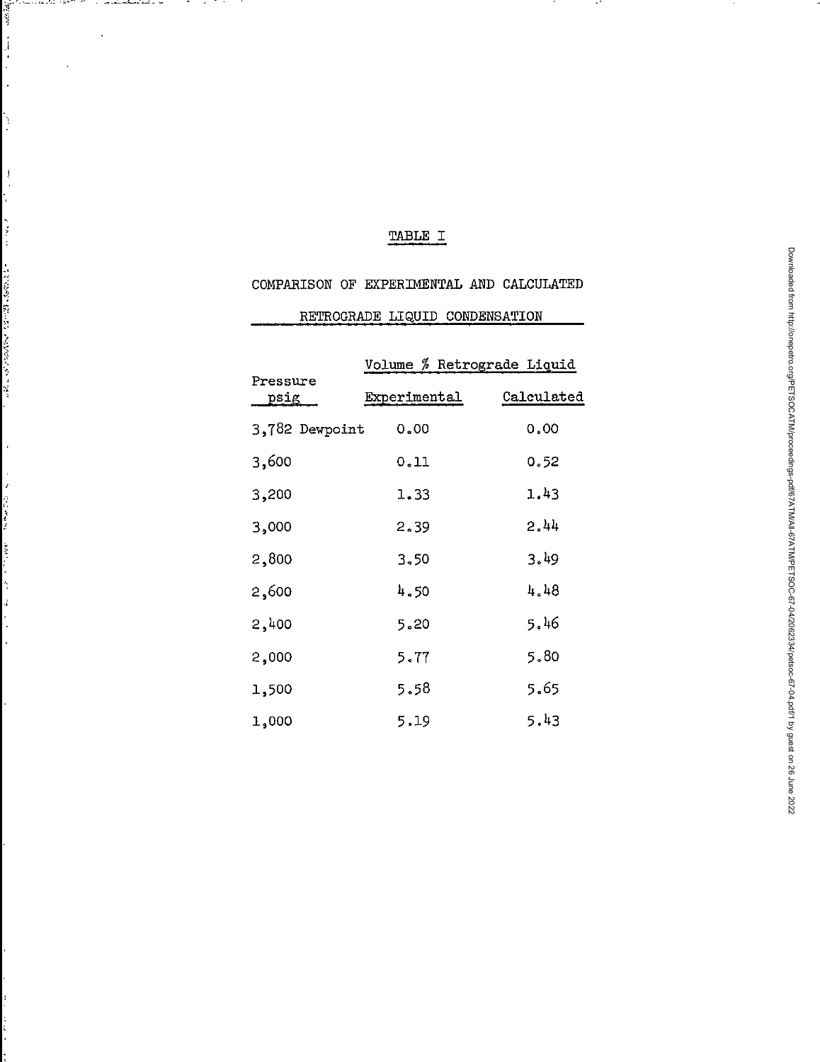TABLE I

COMPARISON OF EXPERIMENTAL AND CALCULATED

RETROGRADE LIQUID CONDENSATION

| Pressure psig | Volume % Retrograde Liquid | |
|---|---|---|
| | Experimental | Calculated |
| 3,782 Dewpoint | 0.00 | 0.00 |
| 3,600 | 0.11 | 0.52 |
| 3,200 | 1.33 | 1.43 |
| 3,000 | 2.39 | 2.44 |
| 2,800 | 3.50 | 3.49 |
| 2,600 | 4.50 | 4.48 |
| 2,400 | 5.20 | 5.46 |
| 2,000 | 5.77 | 5.80 |
| 1,500 | 5.58 | 5.65 |
| 1,000 | 5.19 | 5.43 |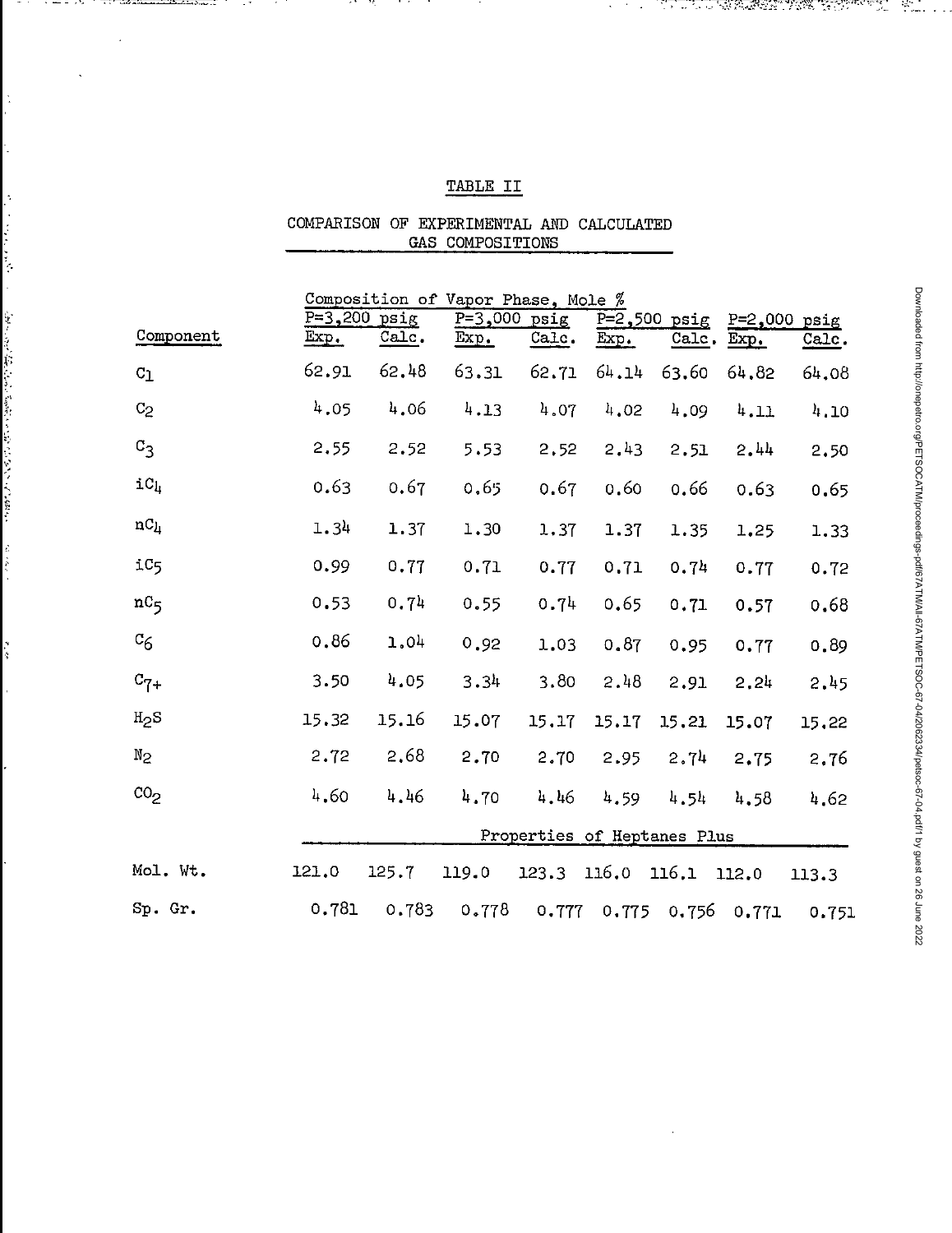TABLE II

COMPARISON OF EXPERIMENTAL AND CALCULATED GAS COMPOSITIONS

| Component | Composition of Vapor Phase, Mole % | | | | | | | |
|---|---|---|---|---|---|---|---|---|
| | P=3,200 psig | | P=3,000 psig | | P=2,500 psig | | P=2,000 psig | |
| | Exp. | Calc. | Exp. | Calc. | Exp. | Calc. | Exp. | Calc. |
| $C_1$ | 62.91 | 62.48 | 63.31 | 62.71 | 64.14 | 63.60 | 64.82 | 64.08 |
| $C_2$ | 4.05 | 4.06 | 4.13 | 4.07 | 4.02 | 4.09 | 4.11 | 4.10 |
| $C_3$ | 2.55 | 2.52 | 5.53 | 2.52 | 2.43 | 2.51 | 2.44 | 2.50 |
| $iC_4$ | 0.63 | 0.67 | 0.65 | 0.67 | 0.60 | 0.66 | 0.63 | 0.65 |
| $nC_4$ | 1.34 | 1.37 | 1.30 | 1.37 | 1.37 | 1.35 | 1.25 | 1.33 |
| $iC_5$ | 0.99 | 0.77 | 0.71 | 0.77 | 0.71 | 0.74 | 0.77 | 0.72 |
| $nC_5$ | 0.53 | 0.74 | 0.55 | 0.74 | 0.65 | 0.71 | 0.57 | 0.68 |
| $C_6$ | 0.86 | 1.04 | 0.92 | 1.03 | 0.87 | 0.95 | 0.77 | 0.89 |
| $C_{7+}$ | 3.50 | 4.05 | 3.34 | 3.80 | 2.48 | 2.91 | 2.24 | 2.45 |
| $H_2S$ | 15.32 | 15.16 | 15.07 | 15.17 | 15.17 | 15.21 | 15.07 | 15.22 |
| $N_2$ | 2.72 | 2.68 | 2.70 | 2.70 | 2.95 | 2.74 | 2.75 | 2.76 |
| $CO_2$ | 4.60 | 4.46 | 4.70 | 4.46 | 4.59 | 4.54 | 4.58 | 4.62 |
| | Properties of Heptanes Plus | | | | | | | |
| Mol. Wt. | 121.0 | 125.7 | 119.0 | 123.3 | 116.0 | 116.1 | 112.0 | 113.3 |
| Sp. Gr. | 0.781 | 0.783 | 0.778 | 0.777 | 0.775 | 0.756 | 0.771 | 0.751 |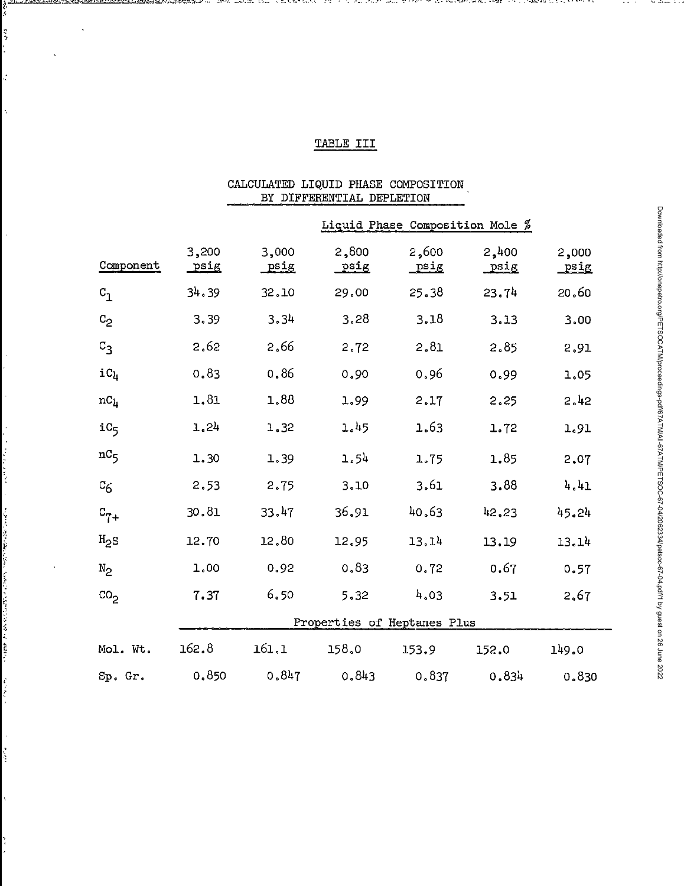# TABLE III

## CALCULATED LIQUID PHASE COMPOSITION BY DIFFERENTIAL DEPLETION

| Component | Liquid Phase Composition Mole % | | | | | |
|---|---|---|---|---|---|---|
| | 3,200 psig | 3,000 psig | 2,800 psig | 2,600 psig | 2,400 psig | 2,000 psig |
| $C_1$ | 34.39 | 32.10 | 29.00 | 25.38 | 23.74 | 20.60 |
| $C_2$ | 3.39 | 3.34 | 3.28 | 3.18 | 3.13 | 3.00 |
| $C_3$ | 2.62 | 2.66 | 2.72 | 2.81 | 2.85 | 2.91 |
| $iC_4$ | 0.83 | 0.86 | 0.90 | 0.96 | 0.99 | 1.05 |
| $nC_4$ | 1.81 | 1.88 | 1.99 | 2.17 | 2.25 | 2.42 |
| $iC_5$ | 1.24 | 1.32 | 1.45 | 1.63 | 1.72 | 1.91 |
| $nC_5$ | 1.30 | 1.39 | 1.54 | 1.75 | 1.85 | 2.07 |
| $C_6$ | 2.53 | 2.75 | 3.10 | 3.61 | 3.88 | 4.41 |
| $C_{7+}$ | 30.81 | 33.47 | 36.91 | 40.63 | 42.23 | 45.24 |
| $H_2S$ | 12.70 | 12.80 | 12.95 | 13.14 | 13.19 | 13.14 |
| $N_2$ | 1.00 | 0.92 | 0.83 | 0.72 | 0.67 | 0.57 |
| $CO_2$ | 7.37 | 6.50 | 5.32 | 4.03 | 3.51 | 2.67 |
| | Properties of Heptanes Plus | | | | | |
| Mol. Wt. | 162.8 | 161.1 | 158.0 | 153.9 | 152.0 | 149.0 |
| Sp. Gr. | 0.850 | 0.847 | 0.843 | 0.837 | 0.834 | 0.830 |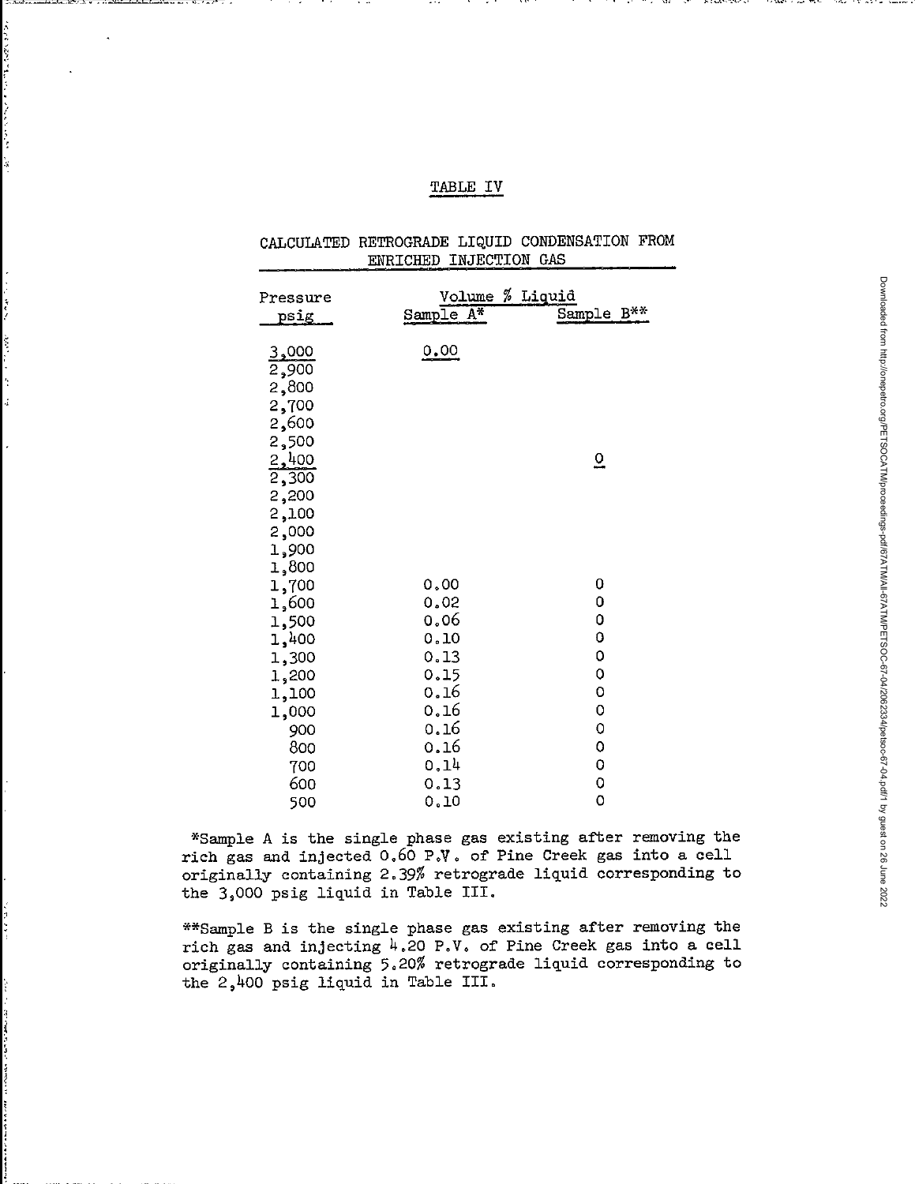## TABLE IV

### CALCULATED RETROGRADE LIQUID CONDENSATION FROM ENRICHED INJECTION GAS

| Pressure | Volume % Liquid | |
|---|---|---|
| psig | Sample A* | Sample B** |
| 3,000 | 0.00 | |
| 2,900 | | |
| 2,800 | | |
| 2,700 | | |
| 2,600 | | |
| 2,500 | | |
| 2,400 | | 0 |
| 2,300 | | |
| 2,200 | | |
| 2,100 | | |
| 2,000 | | |
| 1,900 | | |
| 1,800 | | |
| 1,700 | 0.00 | 0 |
| 1,600 | 0.02 | 0 |
| 1,500 | 0.06 | 0 |
| 1,400 | 0.10 | 0 |
| 1,300 | 0.13 | 0 |
| 1,200 | 0.15 | 0 |
| 1,100 | 0.16 | 0 |
| 1,000 | 0.16 | 0 |
| 900 | 0.16 | 0 |
| 800 | 0.16 | 0 |
| 700 | 0.14 | 0 |
| 600 | 0.13 | 0 |
| 500 | 0.10 | 0 |

*Sample A is the single phase gas existing after removing the rich gas and injected 0.60 P.V. of Pine Creek gas into a cell originally containing 2.39% retrograde liquid corresponding to the 3,000 psig liquid in Table III.

**Sample B is the single phase gas existing after removing the rich gas and injecting 4.20 P.V. of Pine Creek gas into a cell originally containing 5.20% retrograde liquid corresponding to the 2,400 psig liquid in Table III.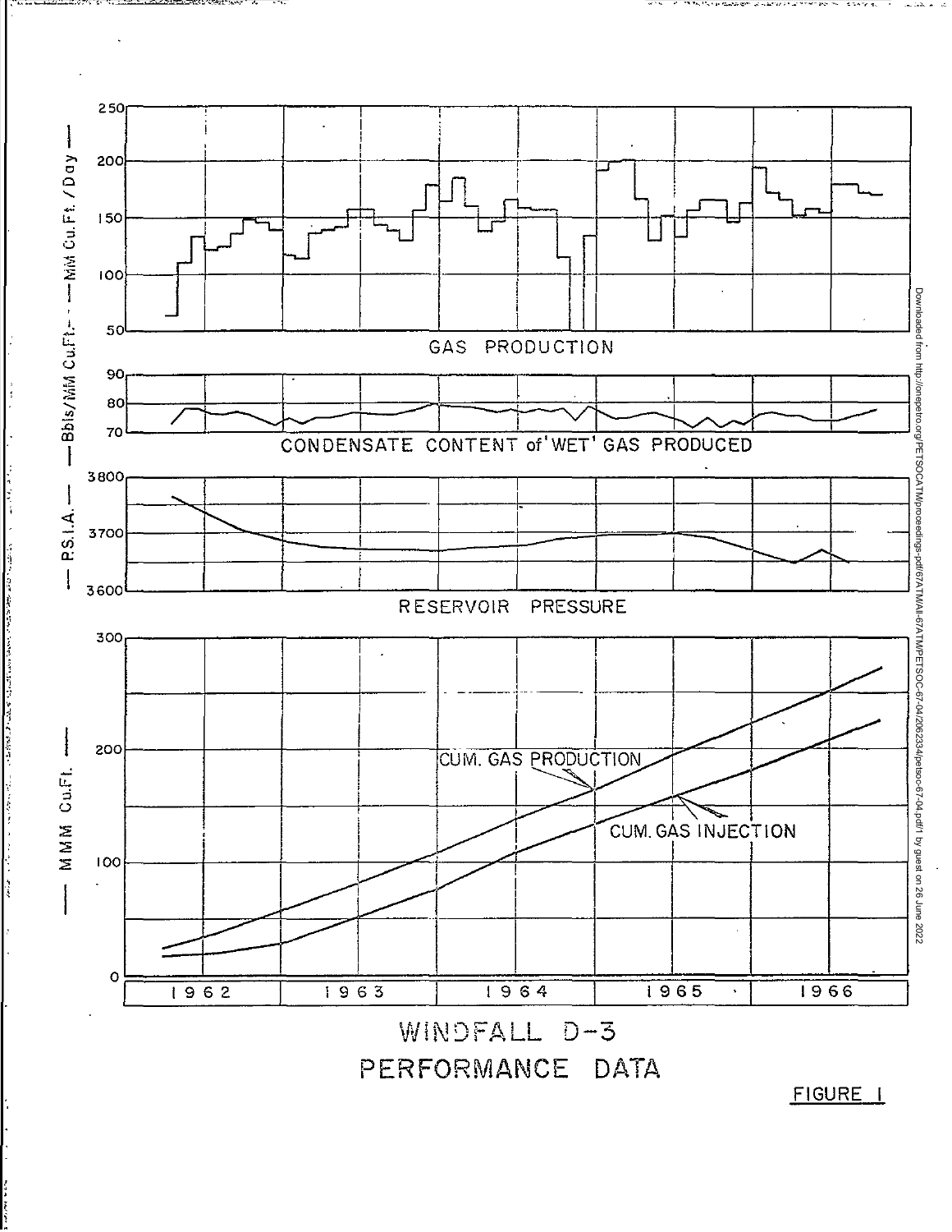250
200
150
100
50

MM Cu.Ft. / Day

GAS PRODUCTION

90
80
70

Bbls/MM Cu.Ft.

CONDENSATE CONTENT of 'WET' GAS PRODUCED

3800
3700
3600

P.S.I.A.

RESERVOIR PRESSURE

300
200
100
0

MMM Cu.Ft.

CUM. GAS PRODUCTION

CUM. GAS INJECTION

1962 1963 1964 1965 1966

WINDFALL D-3

PERFORMANCE DATA

FIGURE 1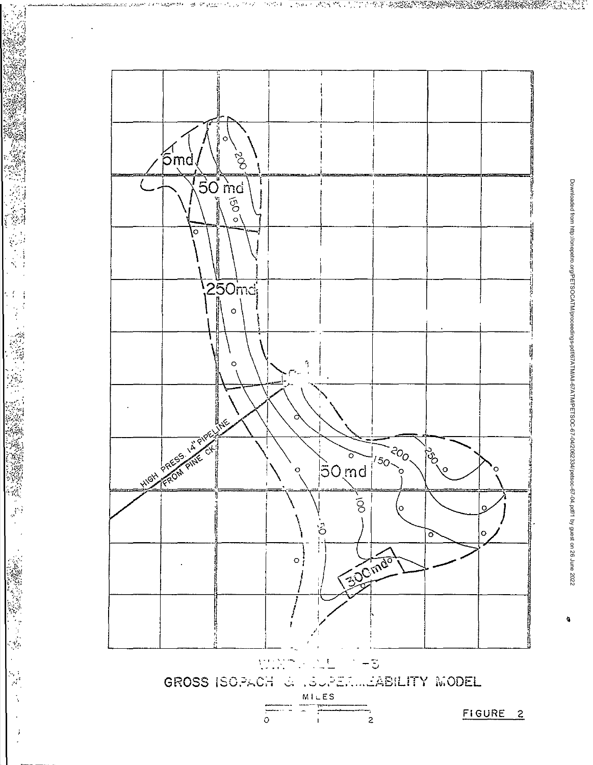5md

50 md

200

150

250md

HIGH PRESS. 14" PIPELINE FROM PINE CK

50 md

200

250

150

100

50

300md

WINDFALL D-3

GROSS ISOPACH & ISOPERMEABILITY MODEL

MILES

0 1 2

FIGURE 2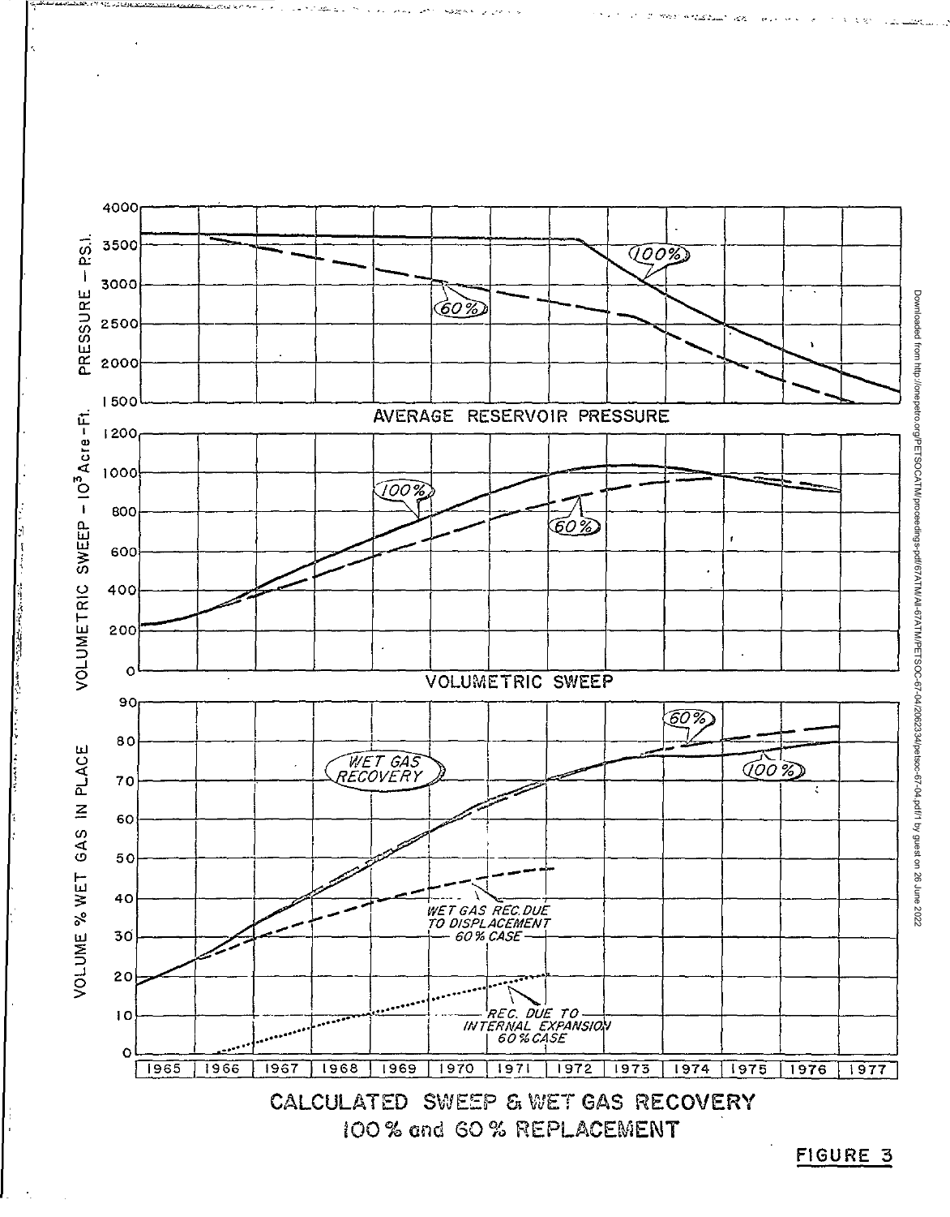PRESSURE – PS.I.

4000
3500
3000
2500
2000
1500

100%
60%

AVERAGE RESERVOIR PRESSURE

VOLUMETRIC SWEEP – $10^3$ Acre-Ft.

1200
1000
800
600
400
200
0

100%
60%

VOLUMETRIC SWEEP

VOLUME % WET GAS IN PLACE

90
80
70
60
50
40
30
20
10
0

60%
100%

WET GAS RECOVERY

WET GAS REC. DUE TO DISPLACEMENT 60% CASE

REC. DUE TO INTERNAL EXPANSION 60% CASE

1965 1966 1967 1968 1969 1970 1971 1972 1973 1974 1975 1976 1977

CALCULATED SWEEP & WET GAS RECOVERY
100% and 60% REPLACEMENT

FIGURE 3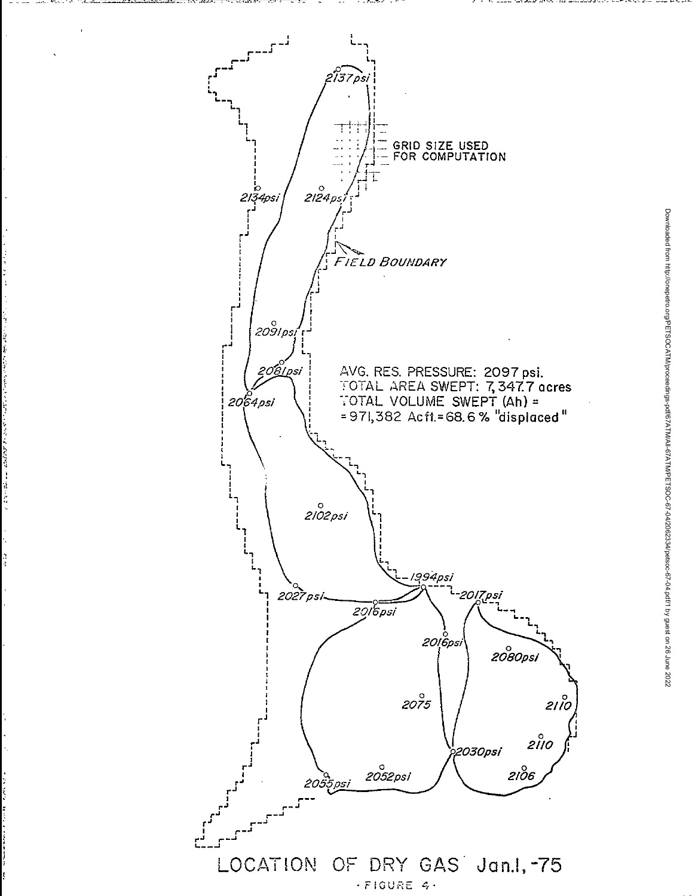2137 psi

GRID SIZE USED FOR COMPUTATION

2134psi

2124psi

FIELD BOUNDARY

2091psi

2081psi

2064psi

AVG. RES. PRESSURE: 2097 psi.
TOTAL AREA SWEPT: 7,347.7 acres
TOTAL VOLUME SWEPT (Ah) =
=971,382 Acft.=68.6% "displaced"

2102psi

1994psi

2027psi

2016psi

2017psi

2016psi

2080psi

2075

2110

2110

2030psi

2106

2055psi

2052psi

LOCATION OF DRY GAS Jan.1,-75

FIGURE 4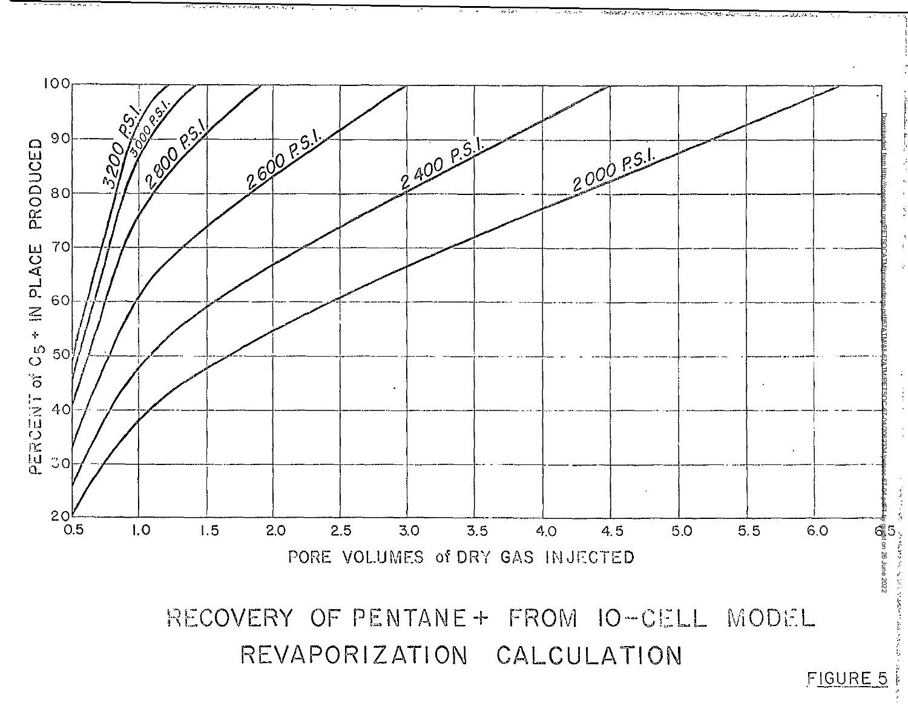100
90
80
70
60
50
40
30
20

0.5
1.0
1.5
2.0
2.5
3.0
3.5
4.0
4.5
5.0
5.5
6.0
6.5

PERCENT of $C_5$ + IN PLACE PRODUCED

PORE VOLUMES of DRY GAS INJECTED

3200 P.S.I.
3000 P.S.I.
2800 P.S.I.
2600 P.S.I.
2400 P.S.I.
2000 P.S.I.

RECOVERY OF PENTANE+ FROM 10-CELL MODEL REVAPORIZATION CALCULATION

FIGURE 5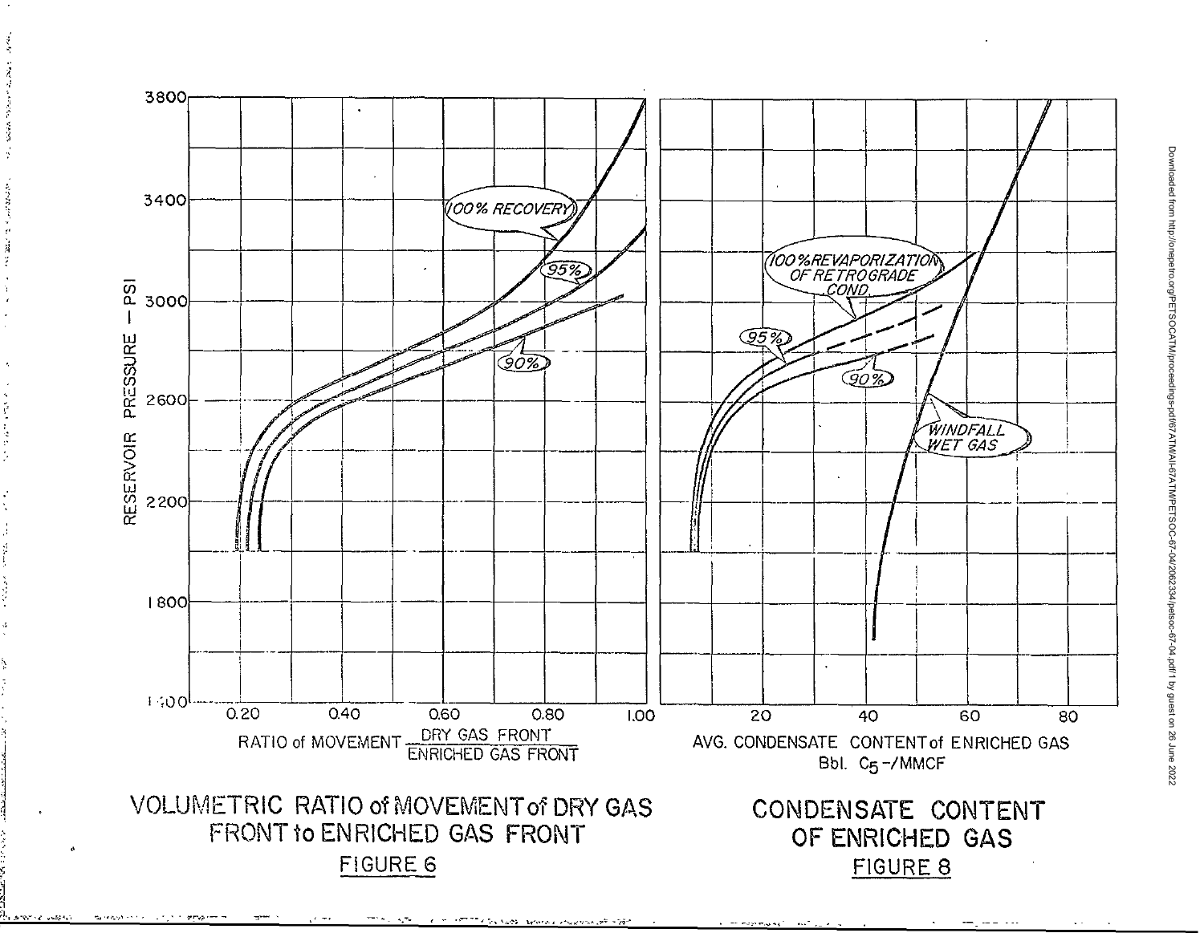3800

3400

3000

2600

2200

1800

1400

RESERVOIR PRESSURE — PSI

100% RECOVERY

95%

90%

0.20 0.40 0.60 0.80 1.00

RATIO of MOVEMENT DRY GAS FRONT / ENRICHED GAS FRONT

100% REVAPORIZATION OF RETROGRADE COND.

95%

90%

WINDFALL WET GAS

20 40 60 80

AVG. CONDENSATE CONTENT of ENRICHED GAS

Bbl. $C_5$-/MMCF

VOLUMETRIC RATIO of MOVEMENT of DRY GAS FRONT to ENRICHED GAS FRONT

FIGURE 6

CONDENSATE CONTENT OF ENRICHED GAS

FIGURE 8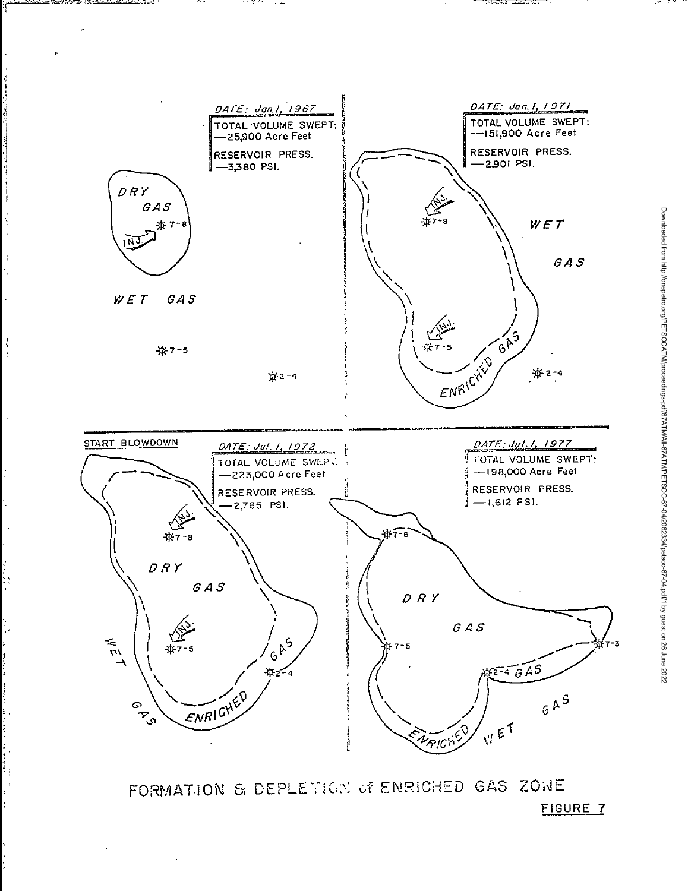DATE: Jan. 1, 1967

TOTAL VOLUME SWEPT: —25,900 Acre Feet

RESERVOIR PRESS. —3,380 PSI.

DRY GAS

INJ.

7-8

WET GAS

7-5

2-4

DATE: Jan. 1, 1971

TOTAL VOLUME SWEPT: —151,900 Acre Feet

RESERVOIR PRESS. —2,901 PSI.

INJ.

7-8

WET GAS

INJ.

7-5

ENRICHED GAS

2-4

START BLOWDOWN

DATE: Jul. 1, 1972

TOTAL VOLUME SWEPT. —223,000 Acre Feet

RESERVOIR PRESS. —2,765 PSI.

INJ.

7-8

DRY GAS

INJ.

7-5

WET GAS

GAS

2-4

ENRICHED

DATE: Jul. 1, 1977

TOTAL VOLUME SWEPT: —198,000 Acre Feet

RESERVOIR PRESS. —1,612 PSI.

7-8

DRY GAS

7-5

7-3

2-4 GAS

GAS

ENRICHED WET

FORMATION & DEPLETION of ENRICHED GAS ZONE

FIGURE 7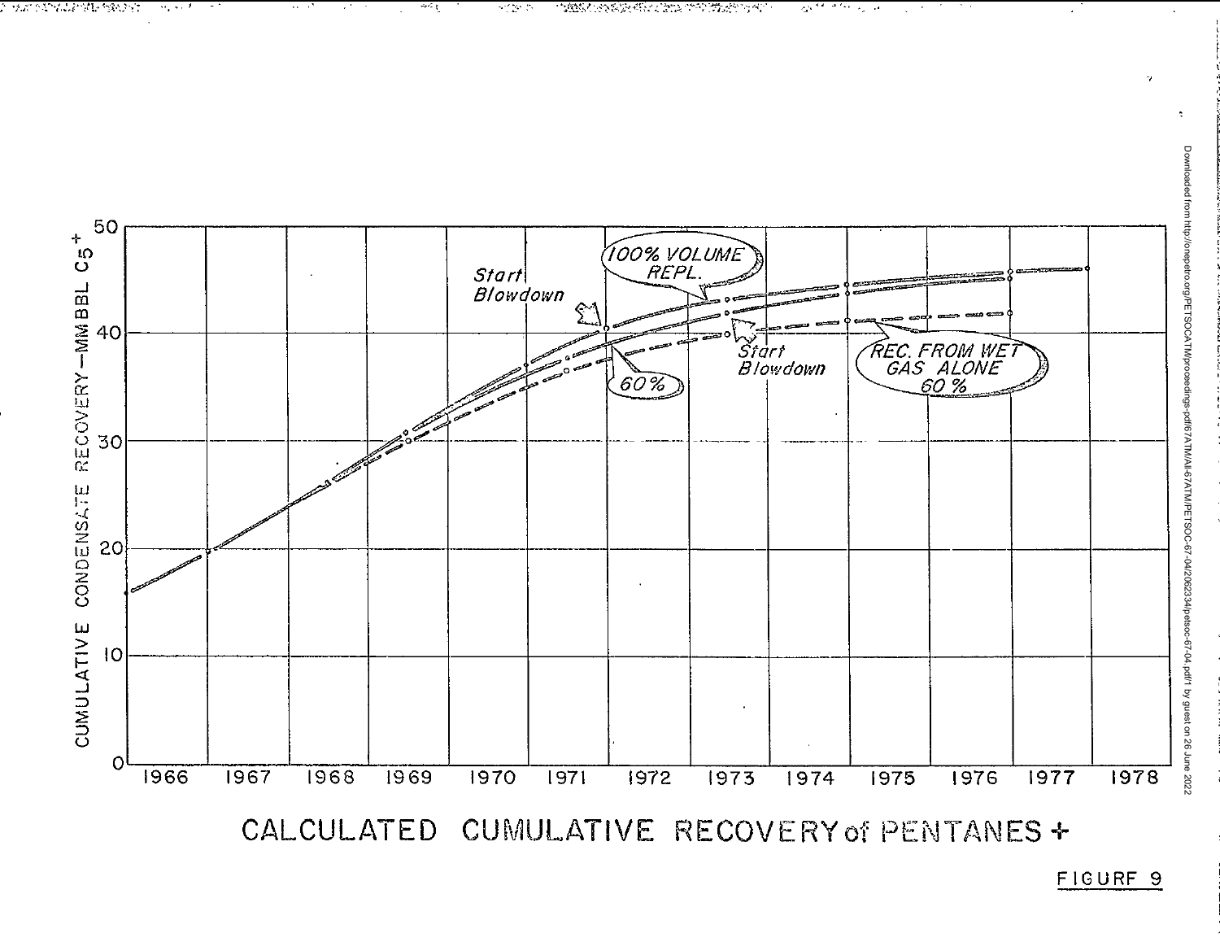CUMULATIVE CONDENSATE RECOVERY—MM BBL $C_5^+$

50
40
30
20
10
0

1966 1967 1968 1969 1970 1971 1972 1973 1974 1975 1976 1977 1978

Start Blowdown

100% VOLUME REPL.

60%

Start Blowdown

REC. FROM WET GAS ALONE 60 %

CALCULATED CUMULATIVE RECOVERY of PENTANES +

FIGURF 9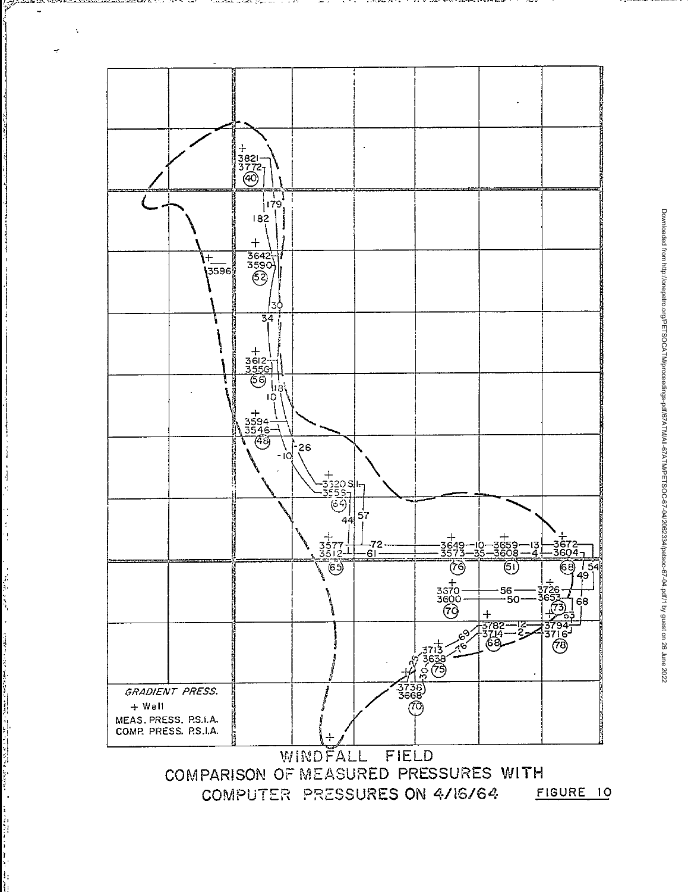GRADIENT PRESS.

+ Well

MEAS. PRESS. P.S.I.A.

COMP. PRESS. P.S.I.A.

3821
3772
(40)

179
182

3596

3642
3590
(52)

30
34

3612
3556
(56)

18
10

3594
3546
(48)

26
-10

3520 S.I.
3555
(64)

44
57

3577
3512
(65)

72
61

3649
3573
(76)

10
35

3659
3608
(51)

13
4

3672
3604
(68)

54
49

3670
3600
(70)

56
50

3726
3653
(73)

68
63

3782
3714
(68)

12
2

3794
3716
(78)

69
76

3713
3638
(75)

25
30

3736
3668
(70)

WINDFALL FIELD
COMPARISON OF MEASURED PRESSURES WITH
COMPUTER PRESSURES ON 4/16/64

FIGURE 10